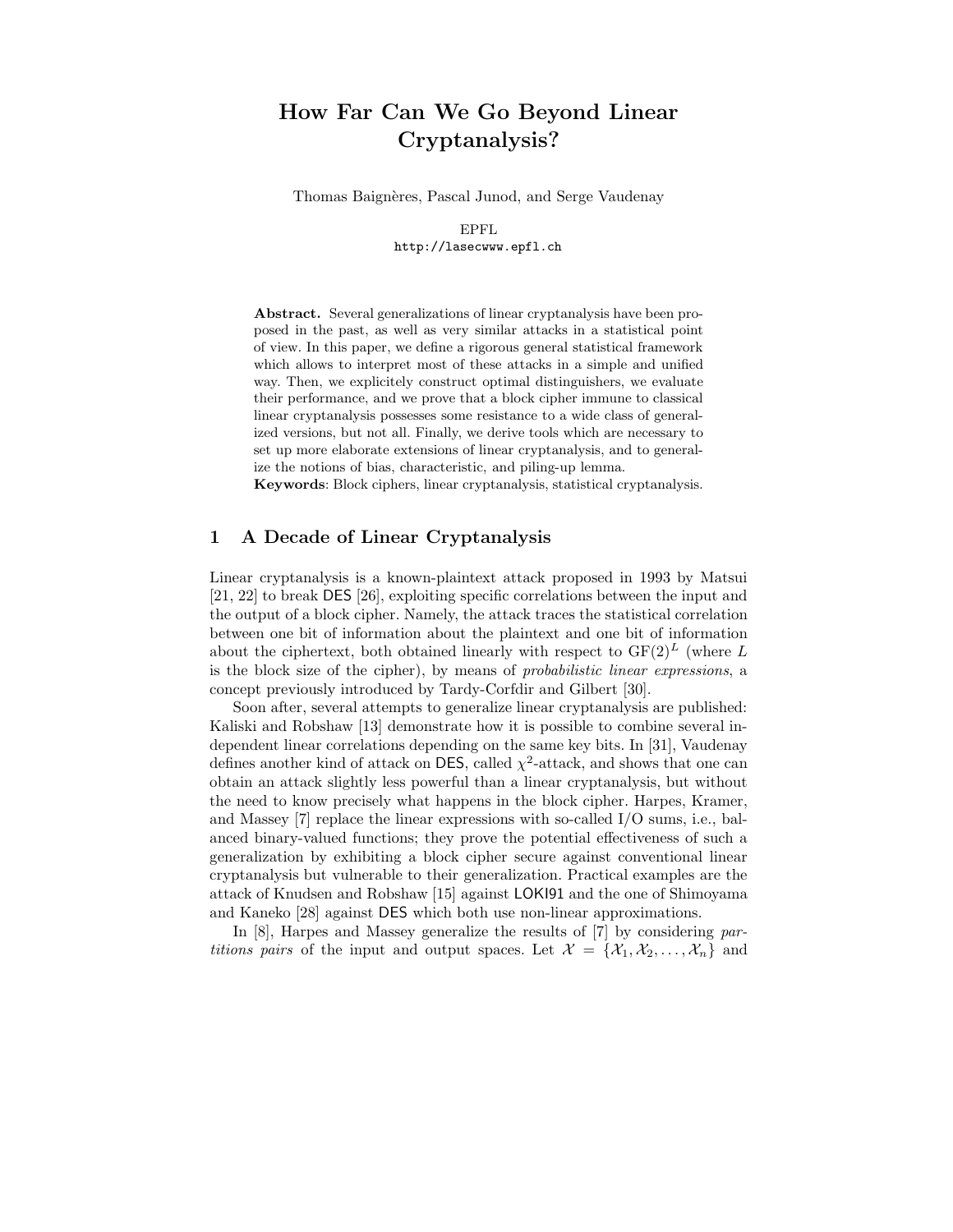# How Far Can We Go Beyond Linear Cryptanalysis?

Thomas Baignères, Pascal Junod, and Serge Vaudenay

EPFL
http://lasecwww.epfl.ch

**Abstract.** Several generalizations of linear cryptanalysis have been proposed in the past, as well as very similar attacks in a statistical point of view. In this paper, we define a rigorous general statistical framework which allows to interpret most of these attacks in a simple and unified way. Then, we explicitely construct optimal distinguishers, we evaluate their performance, and we prove that a block cipher immune to classical linear cryptanalysis possesses some resistance to a wide class of generalized versions, but not all. Finally, we derive tools which are necessary to set up more elaborate extensions of linear cryptanalysis, and to generalize the notions of bias, characteristic, and piling-up lemma.

**Keywords**: Block ciphers, linear cryptanalysis, statistical cryptanalysis.

## 1 A Decade of Linear Cryptanalysis

Linear cryptanalysis is a known-plaintext attack proposed in 1993 by Matsui [21, 22] to break DES [26], exploiting specific correlations between the input and the output of a block cipher. Namely, the attack traces the statistical correlation between one bit of information about the plaintext and one bit of information about the ciphertext, both obtained linearly with respect to $\mathrm{GF}(2)^L$ (where $L$ is the block size of the cipher), by means of *probabilistic linear expressions*, a concept previously introduced by Tardy-Corfdir and Gilbert [30].

Soon after, several attempts to generalize linear cryptanalysis are published: Kaliski and Robshaw [13] demonstrate how it is possible to combine several independent linear correlations depending on the same key bits. In [31], Vaudenay defines another kind of attack on DES, called $\chi^2$-attack, and shows that one can obtain an attack slightly less powerful than a linear cryptanalysis, but without the need to know precisely what happens in the block cipher. Harpes, Kramer, and Massey [7] replace the linear expressions with so-called I/O sums, i.e., balanced binary-valued functions; they prove the potential effectiveness of such a generalization by exhibiting a block cipher secure against conventional linear cryptanalysis but vulnerable to their generalization. Practical examples are the attack of Knudsen and Robshaw [15] against LOKI91 and the one of Shimoyama and Kaneko [28] against DES which both use non-linear approximations.

In [8], Harpes and Massey generalize the results of [7] by considering *partitions pairs* of the input and output spaces. Let $\mathcal{X} = \{\mathcal{X}_1, \mathcal{X}_2, \ldots, \mathcal{X}_n\}$ and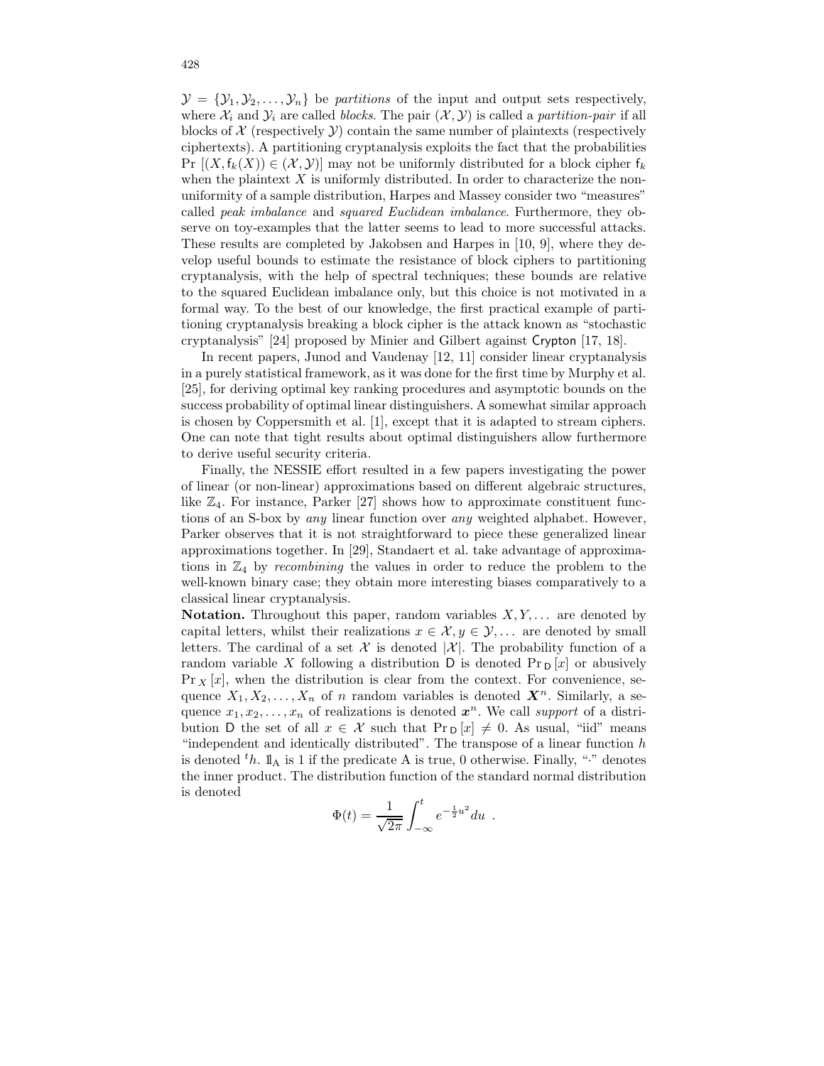$\mathcal{Y} = \{\mathcal{Y}_1, \mathcal{Y}_2, \ldots, \mathcal{Y}_n\}$ be *partitions* of the input and output sets respectively, where $\mathcal{X}_i$ and $\mathcal{Y}_i$ are called *blocks*. The pair $(\mathcal{X}, \mathcal{Y})$ is called a *partition-pair* if all blocks of $\mathcal{X}$ (respectively $\mathcal{Y}$) contain the same number of plaintexts (respectively ciphertexts). A partitioning cryptanalysis exploits the fact that the probabilities $\Pr[(X, \mathsf{f}_k(X)) \in (\mathcal{X}, \mathcal{Y})]$ may not be uniformly distributed for a block cipher $\mathsf{f}_k$ when the plaintext $X$ is uniformly distributed. In order to characterize the non-uniformity of a sample distribution, Harpes and Massey consider two "measures" called *peak imbalance* and *squared Euclidean imbalance*. Furthermore, they observe on toy-examples that the latter seems to lead to more successful attacks. These results are completed by Jakobsen and Harpes in [10, 9], where they develop useful bounds to estimate the resistance of block ciphers to partitioning cryptanalysis, with the help of spectral techniques; these bounds are relative to the squared Euclidean imbalance only, but this choice is not motivated in a formal way. To the best of our knowledge, the first practical example of partitioning cryptanalysis breaking a block cipher is the attack known as "stochastic cryptanalysis" [24] proposed by Minier and Gilbert against Crypton [17, 18].

In recent papers, Junod and Vaudenay [12, 11] consider linear cryptanalysis in a purely statistical framework, as it was done for the first time by Murphy et al. [25], for deriving optimal key ranking procedures and asymptotic bounds on the success probability of optimal linear distinguishers. A somewhat similar approach is chosen by Coppersmith et al. [1], except that it is adapted to stream ciphers. One can note that tight results about optimal distinguishers allow furthermore to derive useful security criteria.

Finally, the NESSIE effort resulted in a few papers investigating the power of linear (or non-linear) approximations based on different algebraic structures, like $\mathbb{Z}_4$. For instance, Parker [27] shows how to approximate constituent functions of an S-box by *any* linear function over *any* weighted alphabet. However, Parker observes that it is not straightforward to piece these generalized linear approximations together. In [29], Standaert et al. take advantage of approximations in $\mathbb{Z}_4$ by *recombining* the values in order to reduce the problem to the well-known binary case; they obtain more interesting biases comparatively to a classical linear cryptanalysis.

**Notation.** Throughout this paper, random variables $X, Y, \ldots$ are denoted by capital letters, whilst their realizations $x \in \mathcal{X}, y \in \mathcal{Y}, \ldots$ are denoted by small letters. The cardinal of a set $\mathcal{X}$ is denoted $|\mathcal{X}|$. The probability function of a random variable $X$ following a distribution $\mathsf{D}$ is denoted $\Pr_{\mathsf{D}}[x]$ or abusively $\Pr_X[x]$, when the distribution is clear from the context. For convenience, sequence $X_1, X_2, \ldots, X_n$ of $n$ random variables is denoted $\boldsymbol{X}^n$. Similarly, a sequence $x_1, x_2, \ldots, x_n$ of realizations is denoted $\boldsymbol{x}^n$. We call *support* of a distribution $\mathsf{D}$ the set of all $x \in \mathcal{X}$ such that $\Pr_{\mathsf{D}}[x] \neq 0$. As usual, "iid" means "independent and identically distributed". The transpose of a linear function $h$ is denoted ${}^t h$. $1\!\!1_{\mathrm{A}}$ is 1 if the predicate A is true, 0 otherwise. Finally, "·" denotes the inner product. The distribution function of the standard normal distribution is denoted

$$\Phi(t) = \frac{1}{\sqrt{2\pi}} \int_{-\infty}^{t} e^{-\frac{1}{2}u^2} du \enspace .$$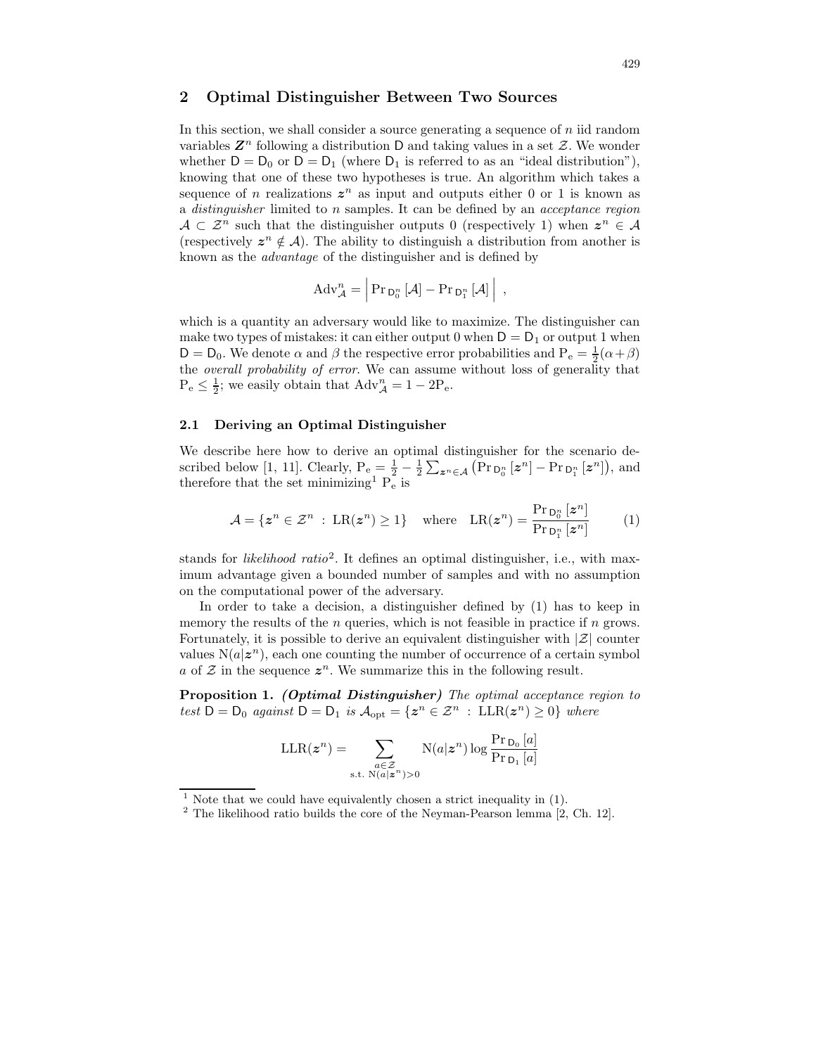## 2 Optimal Distinguisher Between Two Sources

In this section, we shall consider a source generating a sequence of $n$ iid random variables $\boldsymbol{Z}^n$ following a distribution $\mathsf{D}$ and taking values in a set $\mathcal{Z}$. We wonder whether $\mathsf{D} = \mathsf{D}_0$ or $\mathsf{D} = \mathsf{D}_1$ (where $\mathsf{D}_1$ is referred to as an "ideal distribution"), knowing that one of these two hypotheses is true. An algorithm which takes a sequence of $n$ realizations $\boldsymbol{z}^n$ as input and outputs either 0 or 1 is known as a *distinguisher* limited to $n$ samples. It can be defined by an *acceptance region* $\mathcal{A} \subset \mathcal{Z}^n$ such that the distinguisher outputs 0 (respectively 1) when $\boldsymbol{z}^n \in \mathcal{A}$ (respectively $\boldsymbol{z}^n \notin \mathcal{A}$). The ability to distinguish a distribution from another is known as the *advantage* of the distinguisher and is defined by

$$\mathrm{Adv}^n_{\mathcal{A}} = \left| \Pr_{\mathsf{D}_0^n}[\mathcal{A}] - \Pr_{\mathsf{D}_1^n}[\mathcal{A}] \right| ,$$

which is a quantity an adversary would like to maximize. The distinguisher can make two types of mistakes: it can either output 0 when $\mathsf{D} = \mathsf{D}_1$ or output 1 when $\mathsf{D} = \mathsf{D}_0$. We denote $\alpha$ and $\beta$ the respective error probabilities and $\mathrm{P_e} = \frac{1}{2}(\alpha + \beta)$ the *overall probability of error*. We can assume without loss of generality that $\mathrm{P_e} \leq \frac{1}{2}$; we easily obtain that $\mathrm{Adv}^n_{\mathcal{A}} = 1 - 2\mathrm{P_e}$.

### 2.1 Deriving an Optimal Distinguisher

We describe here how to derive an optimal distinguisher for the scenario described below [1, 11]. Clearly, $\mathrm{P_e} = \frac{1}{2} - \frac{1}{2}\sum_{\boldsymbol{z}^n \in \mathcal{A}} \left( \Pr_{\mathsf{D}_0^n}[\boldsymbol{z}^n] - \Pr_{\mathsf{D}_1^n}[\boldsymbol{z}^n] \right)$, and therefore that the set minimizing[1] $\mathrm{P_e}$ is

$$\mathcal{A} = \{\boldsymbol{z}^n \in \mathcal{Z}^n \ : \ \mathrm{LR}(\boldsymbol{z}^n) \geq 1\} \quad \text{where} \quad \mathrm{LR}(\boldsymbol{z}^n) = \frac{\Pr_{\mathsf{D}_0^n}[\boldsymbol{z}^n]}{\Pr_{\mathsf{D}_1^n}[\boldsymbol{z}^n]} \tag{1}$$

stands for *likelihood ratio*[2]. It defines an optimal distinguisher, i.e., with maximum advantage given a bounded number of samples and with no assumption on the computational power of the adversary.

In order to take a decision, a distinguisher defined by (1) has to keep in memory the results of the $n$ queries, which is not feasible in practice if $n$ grows. Fortunately, it is possible to derive an equivalent distinguisher with $|\mathcal{Z}|$ counter values $\mathrm{N}(a|\boldsymbol{z}^n)$, each one counting the number of occurrence of a certain symbol $a$ of $\mathcal{Z}$ in the sequence $\boldsymbol{z}^n$. We summarize this in the following result.

**Proposition 1.** ***(Optimal Distinguisher)*** *The optimal acceptance region to test $\mathsf{D} = \mathsf{D}_0$ against $\mathsf{D} = \mathsf{D}_1$ is $\mathcal{A}_{\mathrm{opt}} = \{\boldsymbol{z}^n \in \mathcal{Z}^n \ : \ \mathrm{LLR}(\boldsymbol{z}^n) \geq 0\}$ where*

$$\mathrm{LLR}(\boldsymbol{z}^n) = \sum_{\substack{a \in \mathcal{Z} \\ \text{s.t. } \mathrm{N}(a|\boldsymbol{z}^n) > 0}} \mathrm{N}(a|\boldsymbol{z}^n) \log \frac{\Pr_{\mathsf{D}_0}[a]}{\Pr_{\mathsf{D}_1}[a]}$$

---

[1] Note that we could have equivalently chosen a strict inequality in (1).

[2] The likelihood ratio builds the core of the Neyman-Pearson lemma [2, Ch. 12].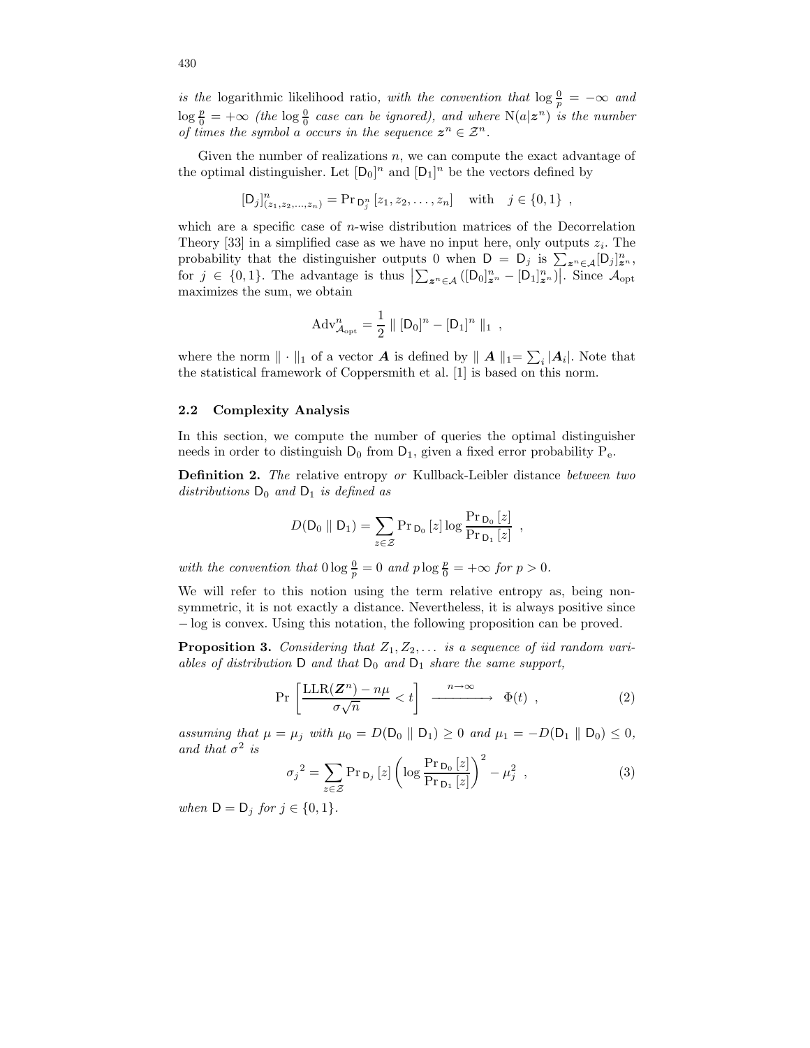*is the* logarithmic likelihood ratio*, with the convention that* $\log \frac{0}{p} = -\infty$ *and* $\log \frac{p}{0} = +\infty$ *(the* $\log \frac{0}{0}$ *case can be ignored), and where* $\mathrm{N}(a|\boldsymbol{z}^n)$ *is the number of times the symbol* $a$ *occurs in the sequence* $\boldsymbol{z}^n \in \mathcal{Z}^n$*.*

Given the number of realizations $n$, we can compute the exact advantage of the optimal distinguisher. Let $[\mathsf{D}_0]^n$ and $[\mathsf{D}_1]^n$ be the vectors defined by

$$[\mathsf{D}_j]^n_{(z_1,z_2,\ldots,z_n)} = \Pr_{\mathsf{D}_j^n}[z_1, z_2, \ldots, z_n] \quad \text{with} \quad j \in \{0,1\} \ ,$$

which are a specific case of $n$-wise distribution matrices of the Decorrelation Theory [33] in a simplified case as we have no input here, only outputs $z_i$. The probability that the distinguisher outputs 0 when $\mathsf{D} = \mathsf{D}_j$ is $\sum_{\boldsymbol{z}^n \in \mathcal{A}} [\mathsf{D}_j]^n_{\boldsymbol{z}^n}$, for $j \in \{0,1\}$. The advantage is thus $\left|\sum_{\boldsymbol{z}^n \in \mathcal{A}} ([\mathsf{D}_0]^n_{\boldsymbol{z}^n} - [\mathsf{D}_1]^n_{\boldsymbol{z}^n})\right|$. Since $\mathcal{A}_{\mathrm{opt}}$ maximizes the sum, we obtain

$$\mathrm{Adv}^n_{\mathcal{A}_{\mathrm{opt}}} = \frac{1}{2} \parallel [\mathsf{D}_0]^n - [\mathsf{D}_1]^n \parallel_1 \ ,$$

where the norm $\| \cdot \|_1$ of a vector $\boldsymbol{A}$ is defined by $\| \boldsymbol{A} \|_1 = \sum_i |\boldsymbol{A}_i|$. Note that the statistical framework of Coppersmith et al. [1] is based on this norm.

### 2.2 Complexity Analysis

In this section, we compute the number of queries the optimal distinguisher needs in order to distinguish $\mathsf{D}_0$ from $\mathsf{D}_1$, given a fixed error probability $\mathrm{P_e}$.

**Definition 2.** *The* relative entropy *or* Kullback-Leibler distance *between two distributions* $\mathsf{D}_0$ *and* $\mathsf{D}_1$ *is defined as*

$$D(\mathsf{D}_0 \parallel \mathsf{D}_1) = \sum_{z \in \mathcal{Z}} \Pr_{\mathsf{D}_0}[z] \log \frac{\Pr_{\mathsf{D}_0}[z]}{\Pr_{\mathsf{D}_1}[z]} \ ,$$

*with the convention that* $0 \log \frac{0}{p} = 0$ *and* $p \log \frac{p}{0} = +\infty$ *for* $p > 0$*.*

We will refer to this notion using the term relative entropy as, being non-symmetric, it is not exactly a distance. Nevertheless, it is always positive since $-\log$ is convex. Using this notation, the following proposition can be proved.

**Proposition 3.** *Considering that* $Z_1, Z_2, \ldots$ *is a sequence of iid random variables of distribution* $\mathsf{D}$ *and that* $\mathsf{D}_0$ *and* $\mathsf{D}_1$ *share the same support,*

$$\Pr\left[\frac{\mathrm{LLR}(\boldsymbol{Z}^n) - n\mu}{\sigma\sqrt{n}} < t\right] \xrightarrow{\ n\to\infty\ } \Phi(t) \ , \tag{2}$$

*assuming that* $\mu = \mu_j$ *with* $\mu_0 = D(\mathsf{D}_0 \parallel \mathsf{D}_1) \geq 0$ *and* $\mu_1 = -D(\mathsf{D}_1 \parallel \mathsf{D}_0) \leq 0$*, and that* $\sigma^2$ *is*

$$\sigma_j{}^2 = \sum_{z \in \mathcal{Z}} \Pr_{\mathsf{D}_j}[z] \left(\log \frac{\Pr_{\mathsf{D}_0}[z]}{\Pr_{\mathsf{D}_1}[z]}\right)^2 - \mu_j^2 \ , \tag{3}$$

*when* $\mathsf{D} = \mathsf{D}_j$ *for* $j \in \{0,1\}$*.*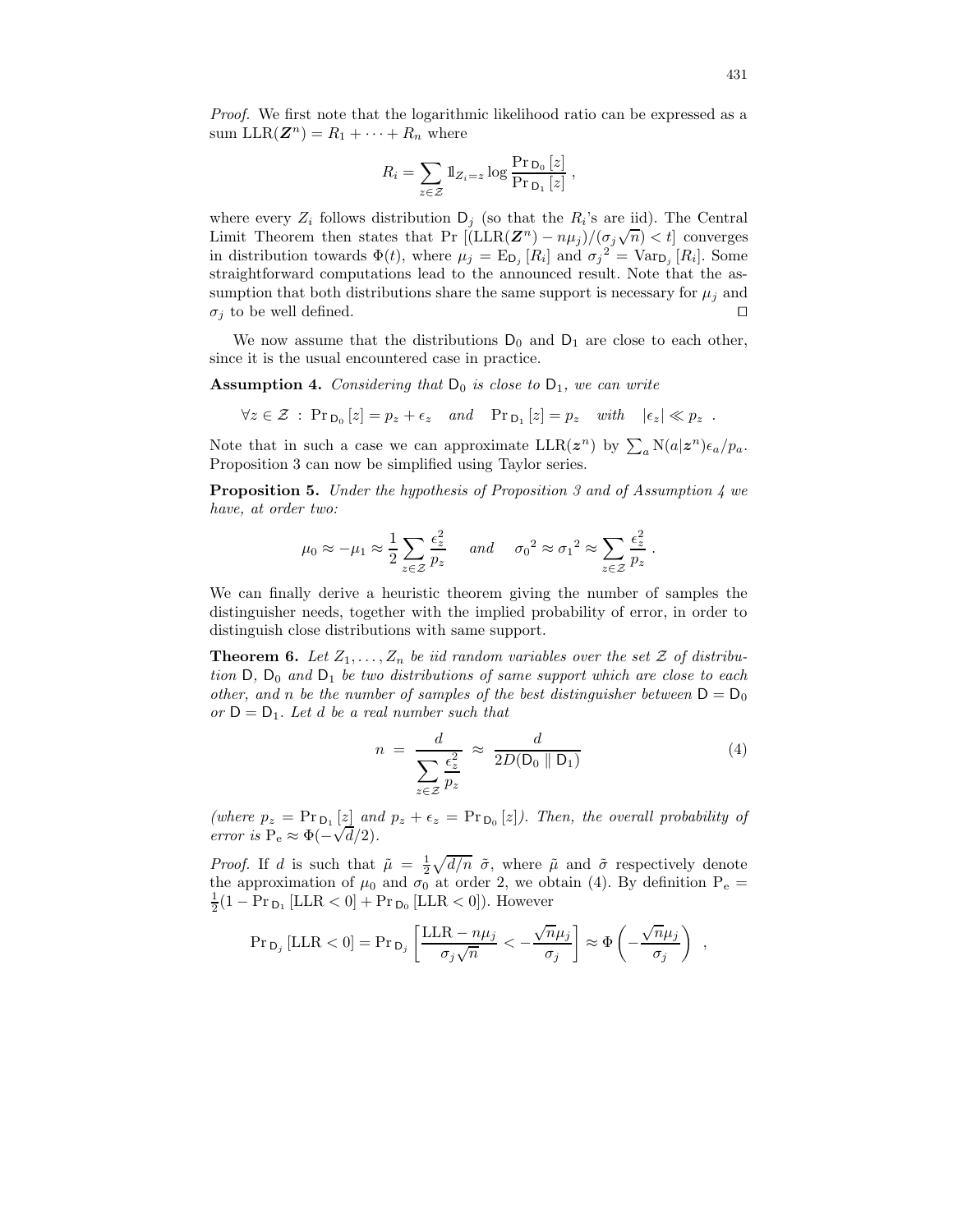*Proof.* We first note that the logarithmic likelihood ratio can be expressed as a sum $\mathrm{LLR}(\boldsymbol{Z}^n) = R_1 + \cdots + R_n$ where

$$R_i = \sum_{z \in \mathcal{Z}} \mathbb{1}_{Z_i = z} \log \frac{\Pr_{\mathsf{D}_0}[z]}{\Pr_{\mathsf{D}_1}[z]} ,$$

where every $Z_i$ follows distribution $\mathsf{D}_j$ (so that the $R_i$'s are iid). The Central Limit Theorem then states that $\Pr\left[(\mathrm{LLR}(\boldsymbol{Z}^n) - n\mu_j)/(\sigma_j\sqrt{n}) < t\right]$ converges in distribution towards $\Phi(t)$, where $\mu_j = \mathrm{E}_{\mathsf{D}_j}[R_i]$ and ${\sigma_j}^2 = \mathrm{Var}_{\mathsf{D}_j}[R_i]$. Some straightforward computations lead to the announced result. Note that the assumption that both distributions share the same support is necessary for $\mu_j$ and $\sigma_j$ to be well defined. ⊓⊔

We now assume that the distributions $\mathsf{D}_0$ and $\mathsf{D}_1$ are close to each other, since it is the usual encountered case in practice.

**Assumption 4.** *Considering that $\mathsf{D}_0$ is close to $\mathsf{D}_1$, we can write*

$$\forall z \in \mathcal{Z} \;:\; \Pr_{\mathsf{D}_0}[z] = p_z + \epsilon_z \quad \text{and} \quad \Pr_{\mathsf{D}_1}[z] = p_z \quad \text{with} \quad |\epsilon_z| \ll p_z \;\; .$$

Note that in such a case we can approximate $\mathrm{LLR}(\boldsymbol{z}^n)$ by $\sum_a \mathrm{N}(a|\boldsymbol{z}^n)\epsilon_a/p_a$. Proposition 3 can now be simplified using Taylor series.

**Proposition 5.** *Under the hypothesis of Proposition 3 and of Assumption 4 we have, at order two:*

$$\mu_0 \approx -\mu_1 \approx \frac{1}{2}\sum_{z\in\mathcal{Z}} \frac{\epsilon_z^2}{p_z} \quad \text{and} \quad {\sigma_0}^2 \approx {\sigma_1}^2 \approx \sum_{z\in\mathcal{Z}} \frac{\epsilon_z^2}{p_z} \; .$$

We can finally derive a heuristic theorem giving the number of samples the distinguisher needs, together with the implied probability of error, in order to distinguish close distributions with same support.

**Theorem 6.** *Let $Z_1, \ldots, Z_n$ be iid random variables over the set $\mathcal{Z}$ of distribution $\mathsf{D}$, $\mathsf{D}_0$ and $\mathsf{D}_1$ be two distributions of same support which are close to each other, and $n$ be the number of samples of the best distinguisher between $\mathsf{D} = \mathsf{D}_0$ or $\mathsf{D} = \mathsf{D}_1$. Let $d$ be a real number such that*

$$n \;=\; \frac{d}{\displaystyle\sum_{z\in\mathcal{Z}} \frac{\epsilon_z^2}{p_z}} \;\approx\; \frac{d}{2D(\mathsf{D}_0 \parallel \mathsf{D}_1)} \tag{4}$$

*(where $p_z = \Pr_{\mathsf{D}_1}[z]$ and $p_z + \epsilon_z = \Pr_{\mathsf{D}_0}[z]$). Then, the overall probability of error is $\mathrm{P_e} \approx \Phi(-\sqrt{d}/2)$.*

*Proof.* If $d$ is such that $\tilde{\mu} = \frac{1}{2}\sqrt{d/n}\;\tilde{\sigma}$, where $\tilde{\mu}$ and $\tilde{\sigma}$ respectively denote the approximation of $\mu_0$ and $\sigma_0$ at order 2, we obtain (4). By definition $\mathrm{P_e} = \frac{1}{2}(1 - \Pr_{\mathsf{D}_1}[\mathrm{LLR} < 0] + \Pr_{\mathsf{D}_0}[\mathrm{LLR} < 0])$. However

$$\Pr_{\mathsf{D}_j}[\mathrm{LLR} < 0] = \Pr_{\mathsf{D}_j}\left[\frac{\mathrm{LLR} - n\mu_j}{\sigma_j\sqrt{n}} < -\frac{\sqrt{n}\mu_j}{\sigma_j}\right] \approx \Phi\left(-\frac{\sqrt{n}\mu_j}{\sigma_j}\right) \;\; ,$$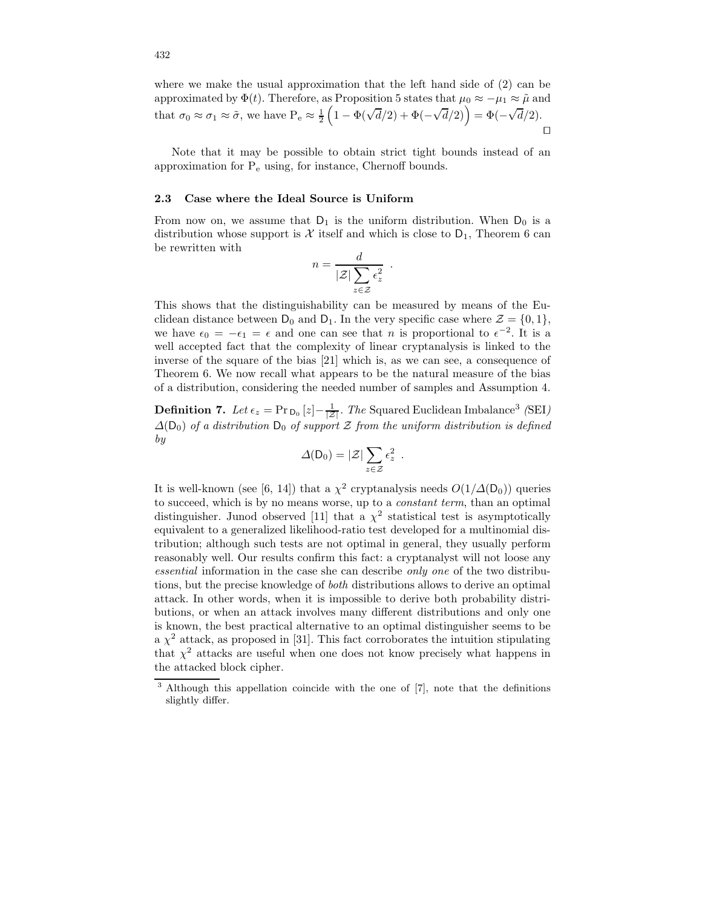where we make the usual approximation that the left hand side of (2) can be approximated by $\Phi(t)$. Therefore, as Proposition 5 states that $\mu_0 \approx -\mu_1 \approx \tilde{\mu}$ and that $\sigma_0 \approx \sigma_1 \approx \tilde{\sigma}$, we have $\mathrm{P_e} \approx \frac{1}{2}\left(1 - \Phi(\sqrt{d}/2) + \Phi(-\sqrt{d}/2)\right) = \Phi(-\sqrt{d}/2)$. □

Note that it may be possible to obtain strict tight bounds instead of an approximation for $\mathrm{P_e}$ using, for instance, Chernoff bounds.

### 2.3 Case where the Ideal Source is Uniform

From now on, we assume that $\mathsf{D}_1$ is the uniform distribution. When $\mathsf{D}_0$ is a distribution whose support is $\mathcal{X}$ itself and which is close to $\mathsf{D}_1$, Theorem 6 can be rewritten with

$$n = \frac{d}{|\mathcal{Z}| \sum_{z \in \mathcal{Z}} \epsilon_z^2} \ .$$

This shows that the distinguishability can be measured by means of the Euclidean distance between $\mathsf{D}_0$ and $\mathsf{D}_1$. In the very specific case where $\mathcal{Z} = \{0, 1\}$, we have $\epsilon_0 = -\epsilon_1 = \epsilon$ and one can see that $n$ is proportional to $\epsilon^{-2}$. It is a well accepted fact that the complexity of linear cryptanalysis is linked to the inverse of the square of the bias [21] which is, as we can see, a consequence of Theorem 6. We now recall what appears to be the natural measure of the bias of a distribution, considering the needed number of samples and Assumption 4.

**Definition 7.** *Let* $\epsilon_z = \Pr_{\mathsf{D}_0}[z] - \frac{1}{|\mathcal{Z}|}$. *The* Squared Euclidean Imbalance[3] *(*SEI*)* $\Delta(\mathsf{D}_0)$ *of a distribution* $\mathsf{D}_0$ *of support* $\mathcal{Z}$ *from the uniform distribution is defined by*

$$\Delta(\mathsf{D}_0) = |\mathcal{Z}| \sum_{z \in \mathcal{Z}} \epsilon_z^2 \ .$$

It is well-known (see [6, 14]) that a $\chi^2$ cryptanalysis needs $O(1/\Delta(\mathsf{D}_0))$ queries to succeed, which is by no means worse, up to a *constant term*, than an optimal distinguisher. Junod observed [11] that a $\chi^2$ statistical test is asymptotically equivalent to a generalized likelihood-ratio test developed for a multinomial distribution; although such tests are not optimal in general, they usually perform reasonably well. Our results confirm this fact: a cryptanalyst will not loose any *essential* information in the case she can describe *only one* of the two distributions, but the precise knowledge of *both* distributions allows to derive an optimal attack. In other words, when it is impossible to derive both probability distributions, or when an attack involves many different distributions and only one is known, the best practical alternative to an optimal distinguisher seems to be a $\chi^2$ attack, as proposed in [31]. This fact corroborates the intuition stipulating that $\chi^2$ attacks are useful when one does not know precisely what happens in the attacked block cipher.

[3] Although this appellation coincide with the one of [7], note that the definitions slightly differ.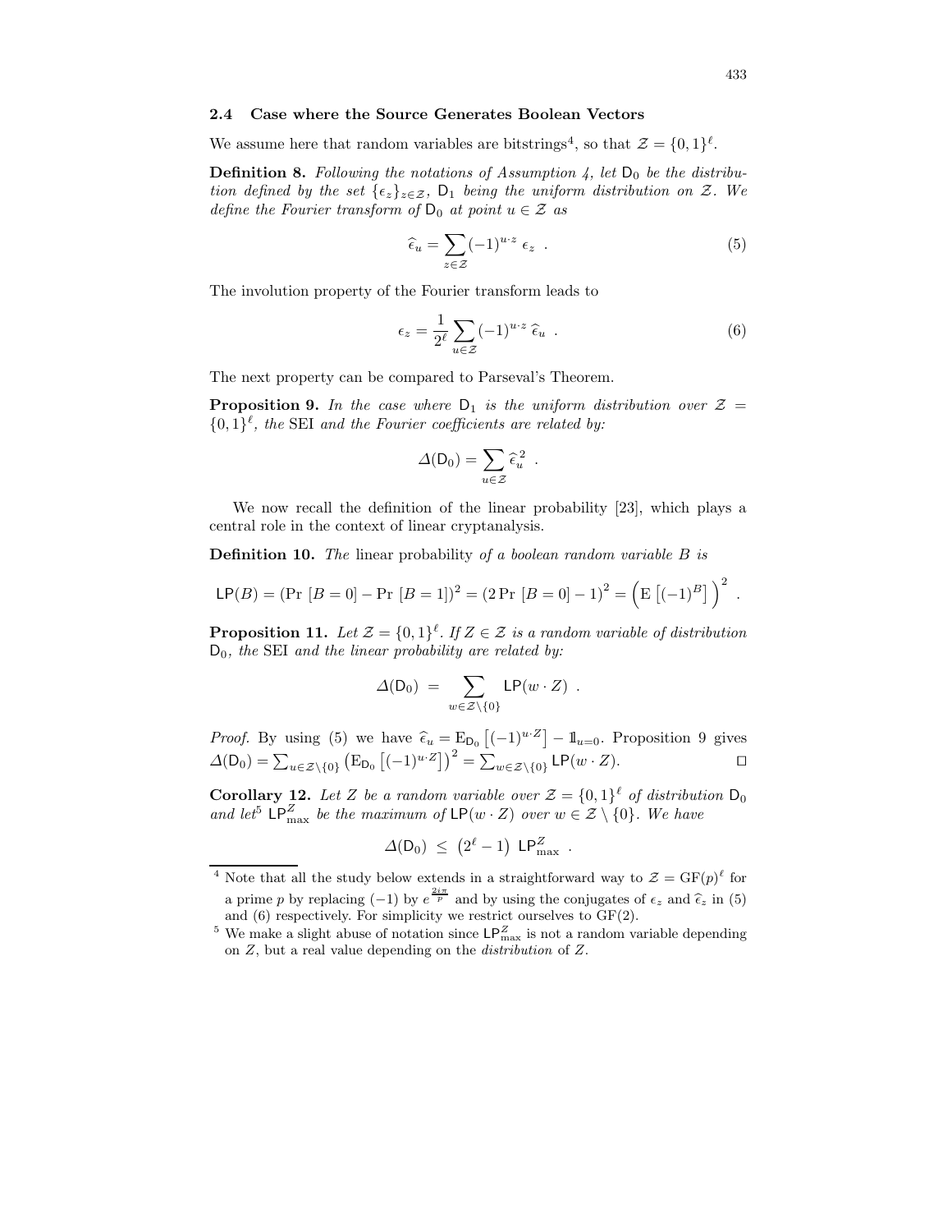### 2.4 Case where the Source Generates Boolean Vectors

We assume here that random variables are bitstrings[4], so that $\mathcal{Z} = \{0,1\}^\ell$.

**Definition 8.** *Following the notations of Assumption 4, let $\mathsf{D}_0$ be the distribution defined by the set $\{\epsilon_z\}_{z\in\mathcal{Z}}$, $\mathsf{D}_1$ being the uniform distribution on $\mathcal{Z}$. We define the Fourier transform of $\mathsf{D}_0$ at point $u \in \mathcal{Z}$ as*

$$\widehat{\epsilon}_u = \sum_{z\in\mathcal{Z}} (-1)^{u\cdot z}\ \epsilon_z\ . \tag{5}$$

The involution property of the Fourier transform leads to

$$\epsilon_z = \frac{1}{2^\ell}\sum_{u\in\mathcal{Z}} (-1)^{u\cdot z}\ \widehat{\epsilon}_u\ . \tag{6}$$

The next property can be compared to Parseval's Theorem.

**Proposition 9.** *In the case where $\mathsf{D}_1$ is the uniform distribution over $\mathcal{Z} = \{0,1\}^\ell$, the* SEI *and the Fourier coefficients are related by:*

$$\Delta(\mathsf{D}_0) = \sum_{u\in\mathcal{Z}} \widehat{\epsilon}_u^{\,2}\ .$$

We now recall the definition of the linear probability [23], which plays a central role in the context of linear cryptanalysis.

**Definition 10.** *The* linear probability *of a boolean random variable $B$ is*

$$\mathsf{LP}(B) = (\Pr\,[B=0] - \Pr\,[B=1])^2 = (2\Pr\,[B=0]-1)^2 = \left(\mathrm{E}\left[(-1)^B\right]\right)^2\ .$$

**Proposition 11.** *Let $\mathcal{Z} = \{0,1\}^\ell$. If $Z \in \mathcal{Z}$ is a random variable of distribution $\mathsf{D}_0$, the* SEI *and the linear probability are related by:*

$$\Delta(\mathsf{D}_0)\ =\ \sum_{w\in\mathcal{Z}\setminus\{0\}} \mathsf{LP}(w\cdot Z)\ .$$

*Proof.* By using (5) we have $\widehat{\epsilon}_u = \mathrm{E}_{\mathsf{D}_0}\left[(-1)^{u\cdot Z}\right] - 1\!\!1_{u=0}$. Proposition 9 gives $\Delta(\mathsf{D}_0) = \sum_{u\in\mathcal{Z}\setminus\{0\}}\left(\mathrm{E}_{\mathsf{D}_0}\left[(-1)^{u\cdot Z}\right]\right)^2 = \sum_{w\in\mathcal{Z}\setminus\{0\}}\mathsf{LP}(w\cdot Z)$. $\square$

**Corollary 12.** *Let $Z$ be a random variable over $\mathcal{Z} = \{0,1\}^\ell$ of distribution $\mathsf{D}_0$ and let[5] $\mathsf{LP}^Z_{\max}$ be the maximum of $\mathsf{LP}(w\cdot Z)$ over $w \in \mathcal{Z}\setminus\{0\}$. We have*

$$\Delta(\mathsf{D}_0)\ \le\ \left(2^\ell - 1\right)\ \mathsf{LP}^Z_{\max}\ .$$

---

[4] Note that all the study below extends in a straightforward way to $\mathcal{Z} = \mathrm{GF}(p)^\ell$ for a prime $p$ by replacing $(-1)$ by $e^{\frac{2i\pi}{p}}$ and by using the conjugates of $\epsilon_z$ and $\widehat{\epsilon}_z$ in (5) and (6) respectively. For simplicity we restrict ourselves to GF(2).

[5] We make a slight abuse of notation since $\mathsf{LP}^Z_{\max}$ is not a random variable depending on $Z$, but a real value depending on the *distribution* of $Z$.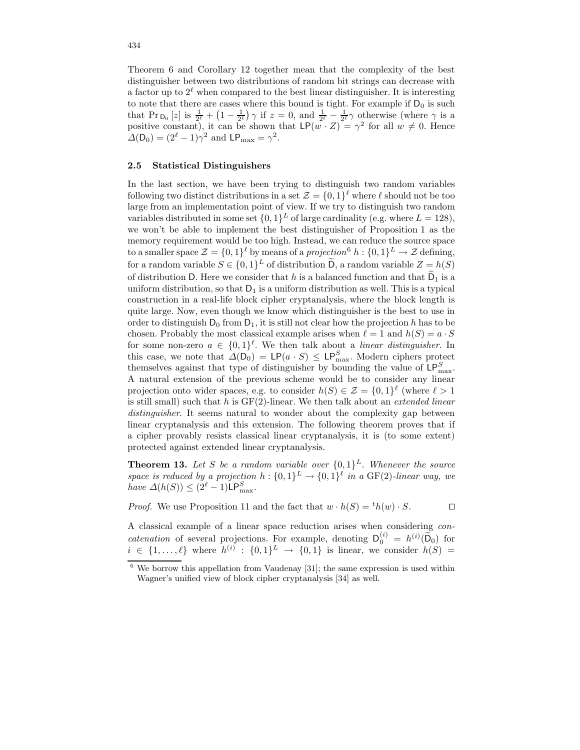Theorem 6 and Corollary 12 together mean that the complexity of the best distinguisher between two distributions of random bit strings can decrease with a factor up to $2^\ell$ when compared to the best linear distinguisher. It is interesting to note that there are cases where this bound is tight. For example if $\mathsf{D}_0$ is such that $\Pr_{\mathsf{D}_0}[z]$ is $\frac{1}{2^\ell} + \left(1 - \frac{1}{2^\ell}\right)\gamma$ if $z = 0$, and $\frac{1}{2^\ell} - \frac{1}{2^\ell}\gamma$ otherwise (where $\gamma$ is a positive constant), it can be shown that $\mathsf{LP}(w \cdot Z) = \gamma^2$ for all $w \neq 0$. Hence $\Delta(\mathsf{D}_0) = (2^\ell - 1)\gamma^2$ and $\mathsf{LP}_{\max} = \gamma^2$.

### 2.5 Statistical Distinguishers

In the last section, we have been trying to distinguish two random variables following two distinct distributions in a set $\mathcal{Z} = \{0,1\}^\ell$ where $\ell$ should not be too large from an implementation point of view. If we try to distinguish two random variables distributed in some set $\{0,1\}^L$ of large cardinality (e.g. where $L = 128$), we won't be able to implement the best distinguisher of Proposition 1 as the memory requirement would be too high. Instead, we can reduce the source space to a smaller space $\mathcal{Z} = \{0,1\}^\ell$ by means of a *projection*[6] $h : \{0,1\}^L \to \mathcal{Z}$ defining, for a random variable $S \in \{0,1\}^L$ of distribution $\widetilde{\mathsf{D}}$, a random variable $Z = h(S)$ of distribution $\mathsf{D}$. Here we consider that $h$ is a balanced function and that $\widetilde{\mathsf{D}}_1$ is a uniform distribution, so that $\mathsf{D}_1$ is a uniform distribution as well. This is a typical construction in a real-life block cipher cryptanalysis, where the block length is quite large. Now, even though we know which distinguisher is the best to use in order to distinguish $\mathsf{D}_0$ from $\mathsf{D}_1$, it is still not clear how the projection $h$ has to be chosen. Probably the most classical example arises when $\ell = 1$ and $h(S) = a \cdot S$ for some non-zero $a \in \{0,1\}^\ell$. We then talk about a *linear distinguisher*. In this case, we note that $\Delta(\mathsf{D}_0) = \mathsf{LP}(a \cdot S) \leq \mathsf{LP}^S_{\max}$. Modern ciphers protect themselves against that type of distinguisher by bounding the value of $\mathsf{LP}^S_{\max}$. A natural extension of the previous scheme would be to consider any linear projection onto wider spaces, e.g. to consider $h(S) \in \mathcal{Z} = \{0,1\}^\ell$ (where $\ell > 1$ is still small) such that $h$ is GF(2)-linear. We then talk about an *extended linear distinguisher*. It seems natural to wonder about the complexity gap between linear cryptanalysis and this extension. The following theorem proves that if a cipher provably resists classical linear cryptanalysis, it is (to some extent) protected against extended linear cryptanalysis.

**Theorem 13.** *Let $S$ be a random variable over $\{0,1\}^L$. Whenever the source space is reduced by a projection $h : \{0,1\}^L \to \{0,1\}^\ell$ in a GF(2)-linear way, we have $\Delta(h(S)) \leq (2^\ell - 1)\mathsf{LP}^S_{\max}$.*

*Proof.* We use Proposition 11 and the fact that $w \cdot h(S) = {}^t h(w) \cdot S$. ⊓⊔

A classical example of a linear space reduction arises when considering *concatenation* of several projections. For example, denoting $\mathsf{D}_0^{(i)} = h^{(i)}(\widetilde{\mathsf{D}}_0)$ for $i \in \{1, \ldots, \ell\}$ where $h^{(i)} : \{0,1\}^L \to \{0,1\}$ is linear, we consider $h(S) =$

---

[6] We borrow this appellation from Vaudenay [31]; the same expression is used within Wagner's unified view of block cipher cryptanalysis [34] as well.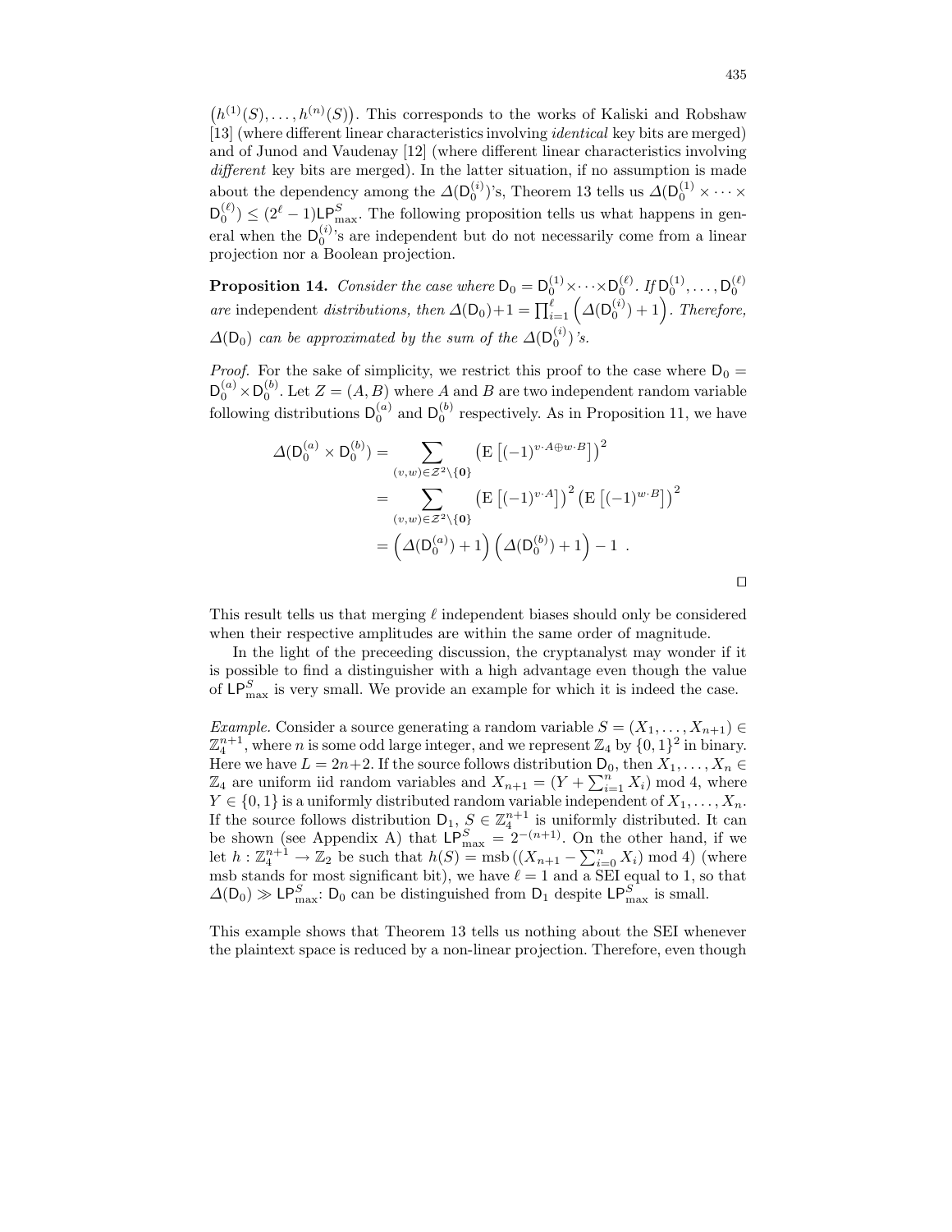$\left(h^{(1)}(S), \ldots, h^{(n)}(S)\right)$. This corresponds to the works of Kaliski and Robshaw [13] (where different linear characteristics involving *identical* key bits are merged) and of Junod and Vaudenay [12] (where different linear characteristics involving *different* key bits are merged). In the latter situation, if no assumption is made about the dependency among the $\Delta(\mathsf{D}_0^{(i)})$'s, Theorem 13 tells us $\Delta(\mathsf{D}_0^{(1)} \times \cdots \times \mathsf{D}_0^{(\ell)}) \leq (2^\ell - 1)\mathsf{LP}_{\max}^S$. The following proposition tells us what happens in general when the $\mathsf{D}_0^{(i)}$'s are independent but do not necessarily come from a linear projection nor a Boolean projection.

**Proposition 14.** *Consider the case where* $\mathsf{D}_0 = \mathsf{D}_0^{(1)} \times \cdots \times \mathsf{D}_0^{(\ell)}$. *If* $\mathsf{D}_0^{(1)}, \ldots, \mathsf{D}_0^{(\ell)}$ *are* independent *distributions, then* $\Delta(\mathsf{D}_0) + 1 = \prod_{i=1}^{\ell}\left(\Delta(\mathsf{D}_0^{(i)}) + 1\right)$. *Therefore,* $\Delta(\mathsf{D}_0)$ *can be approximated by the sum of the* $\Delta(\mathsf{D}_0^{(i)})$*'s.*

*Proof.* For the sake of simplicity, we restrict this proof to the case where $\mathsf{D}_0 = \mathsf{D}_0^{(a)} \times \mathsf{D}_0^{(b)}$. Let $Z = (A, B)$ where $A$ and $B$ are two independent random variable following distributions $\mathsf{D}_0^{(a)}$ and $\mathsf{D}_0^{(b)}$ respectively. As in Proposition 11, we have

$$
\begin{aligned}
\Delta(\mathsf{D}_0^{(a)} \times \mathsf{D}_0^{(b)}) &= \sum_{(v,w) \in \mathcal{Z}^2 \setminus \{\mathbf{0}\}} \left(\mathrm{E}\left[(-1)^{v \cdot A \oplus w \cdot B}\right]\right)^2 \\
&= \sum_{(v,w) \in \mathcal{Z}^2 \setminus \{\mathbf{0}\}} \left(\mathrm{E}\left[(-1)^{v \cdot A}\right]\right)^2 \left(\mathrm{E}\left[(-1)^{w \cdot B}\right]\right)^2 \\
&= \left(\Delta(\mathsf{D}_0^{(a)}) + 1\right)\left(\Delta(\mathsf{D}_0^{(b)}) + 1\right) - 1 \ .
\end{aligned}
$$

□

This result tells us that merging $\ell$ independent biases should only be considered when their respective amplitudes are within the same order of magnitude.

In the light of the preceeding discussion, the cryptanalyst may wonder if it is possible to find a distinguisher with a high advantage even though the value of $\mathsf{LP}_{\max}^S$ is very small. We provide an example for which it is indeed the case.

*Example.* Consider a source generating a random variable $S = (X_1, \ldots, X_{n+1}) \in \mathbb{Z}_4^{n+1}$, where $n$ is some odd large integer, and we represent $\mathbb{Z}_4$ by $\{0,1\}^2$ in binary. Here we have $L = 2n+2$. If the source follows distribution $\mathsf{D}_0$, then $X_1, \ldots, X_n \in \mathbb{Z}_4$ are uniform iid random variables and $X_{n+1} = (Y + \sum_{i=1}^{n} X_i) \bmod 4$, where $Y \in \{0,1\}$ is a uniformly distributed random variable independent of $X_1, \ldots, X_n$. If the source follows distribution $\mathsf{D}_1$, $S \in \mathbb{Z}_4^{n+1}$ is uniformly distributed. It can be shown (see Appendix A) that $\mathsf{LP}_{\max}^S = 2^{-(n+1)}$. On the other hand, if we let $h : \mathbb{Z}_4^{n+1} \to \mathbb{Z}_2$ be such that $h(S) = \mathrm{msb}\left((X_{n+1} - \sum_{i=0}^{n} X_i) \bmod 4\right)$ (where msb stands for most significant bit), we have $\ell = 1$ and a SEI equal to 1, so that $\Delta(\mathsf{D}_0) \gg \mathsf{LP}_{\max}^S$: $\mathsf{D}_0$ can be distinguished from $\mathsf{D}_1$ despite $\mathsf{LP}_{\max}^S$ is small.

This example shows that Theorem 13 tells us nothing about the SEI whenever the plaintext space is reduced by a non-linear projection. Therefore, even though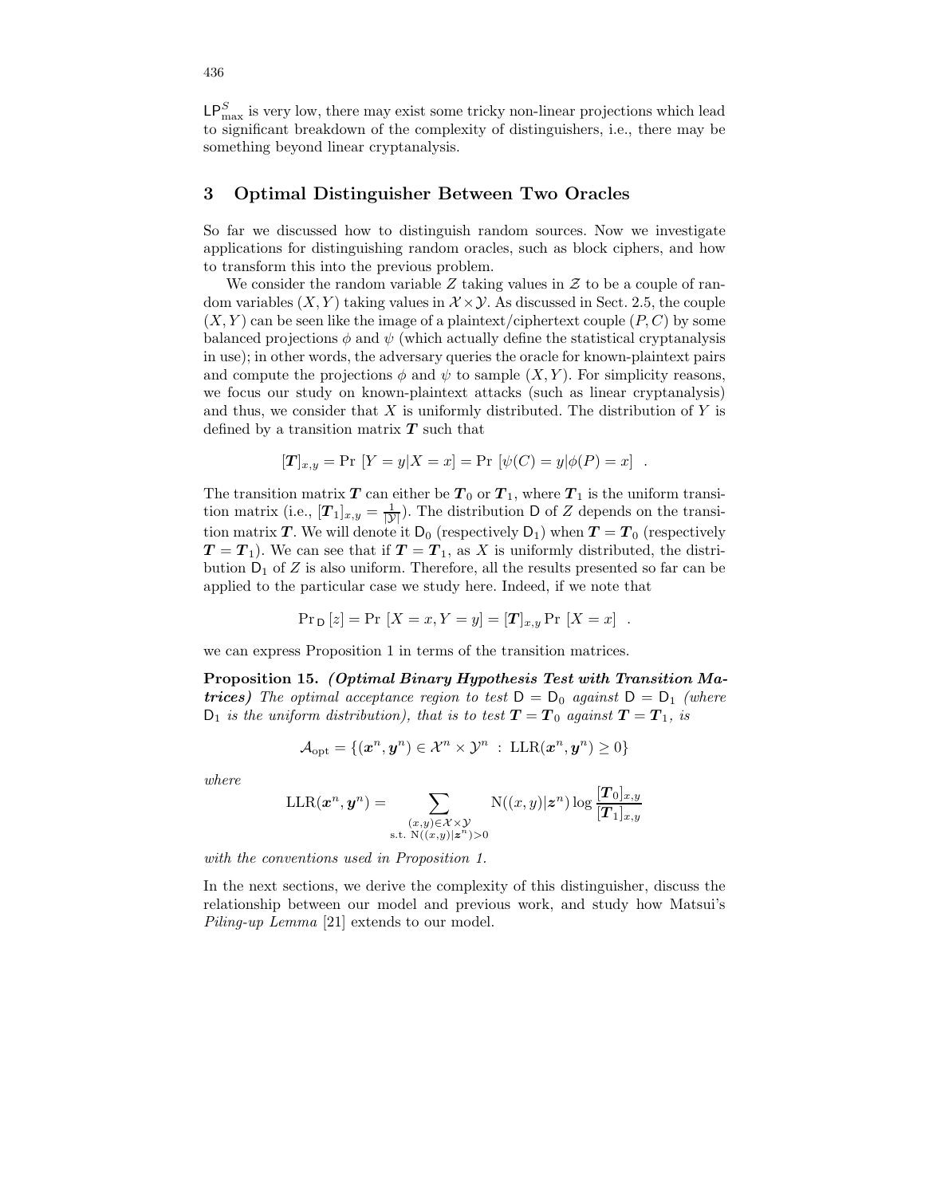$\mathsf{LP}^S_{\max}$ is very low, there may exist some tricky non-linear projections which lead to significant breakdown of the complexity of distinguishers, i.e., there may be something beyond linear cryptanalysis.

## 3 Optimal Distinguisher Between Two Oracles

So far we discussed how to distinguish random sources. Now we investigate applications for distinguishing random oracles, such as block ciphers, and how to transform this into the previous problem.

We consider the random variable $Z$ taking values in $\mathcal{Z}$ to be a couple of random variables $(X, Y)$ taking values in $\mathcal{X} \times \mathcal{Y}$. As discussed in Sect. 2.5, the couple $(X, Y)$ can be seen like the image of a plaintext/ciphertext couple $(P, C)$ by some balanced projections $\phi$ and $\psi$ (which actually define the statistical cryptanalysis in use); in other words, the adversary queries the oracle for known-plaintext pairs and compute the projections $\phi$ and $\psi$ to sample $(X, Y)$. For simplicity reasons, we focus our study on known-plaintext attacks (such as linear cryptanalysis) and thus, we consider that $X$ is uniformly distributed. The distribution of $Y$ is defined by a transition matrix $\boldsymbol{T}$ such that

$$[\boldsymbol{T}]_{x,y} = \Pr\left[Y = y | X = x\right] = \Pr\left[\psi(C) = y | \phi(P) = x\right] \quad .$$

The transition matrix $\boldsymbol{T}$ can either be $\boldsymbol{T}_0$ or $\boldsymbol{T}_1$, where $\boldsymbol{T}_1$ is the uniform transition matrix (i.e., $[\boldsymbol{T}_1]_{x,y} = \frac{1}{|\mathcal{Y}|}$). The distribution $\mathsf{D}$ of $Z$ depends on the transition matrix $\boldsymbol{T}$. We will denote it $\mathsf{D}_0$ (respectively $\mathsf{D}_1$) when $\boldsymbol{T} = \boldsymbol{T}_0$ (respectively $\boldsymbol{T} = \boldsymbol{T}_1$). We can see that if $\boldsymbol{T} = \boldsymbol{T}_1$, as $X$ is uniformly distributed, the distribution $\mathsf{D}_1$ of $Z$ is also uniform. Therefore, all the results presented so far can be applied to the particular case we study here. Indeed, if we note that

$$\Pr_{\mathsf{D}}[z] = \Pr\left[X = x, Y = y\right] = [\boldsymbol{T}]_{x,y} \Pr\left[X = x\right] \quad .$$

we can express Proposition 1 in terms of the transition matrices.

**Proposition 15.** ***(Optimal Binary Hypothesis Test with Transition Matrices)*** *The optimal acceptance region to test $\mathsf{D} = \mathsf{D}_0$ against $\mathsf{D} = \mathsf{D}_1$ (where $\mathsf{D}_1$ is the uniform distribution), that is to test $\boldsymbol{T} = \boldsymbol{T}_0$ against $\boldsymbol{T} = \boldsymbol{T}_1$, is*

$$\mathcal{A}_{\mathrm{opt}} = \{(\boldsymbol{x}^n, \boldsymbol{y}^n) \in \mathcal{X}^n \times \mathcal{Y}^n \ : \ \mathrm{LLR}(\boldsymbol{x}^n, \boldsymbol{y}^n) \geq 0\}$$

*where*

$$\mathrm{LLR}(\boldsymbol{x}^n, \boldsymbol{y}^n) = \sum_{\substack{(x,y) \in \mathcal{X} \times \mathcal{Y} \\ \text{s.t. } \mathrm{N}((x,y)|\boldsymbol{z}^n) > 0}} \mathrm{N}((x,y)|\boldsymbol{z}^n) \log \frac{[\boldsymbol{T}_0]_{x,y}}{[\boldsymbol{T}_1]_{x,y}}$$

*with the conventions used in Proposition 1.*

In the next sections, we derive the complexity of this distinguisher, discuss the relationship between our model and previous work, and study how Matsui's *Piling-up Lemma* [21] extends to our model.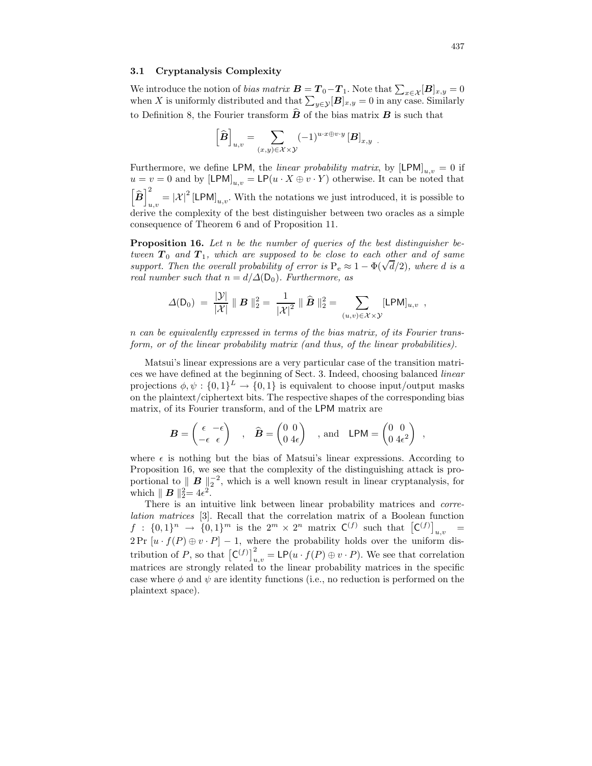### 3.1 Cryptanalysis Complexity

We introduce the notion of *bias matrix* $\boldsymbol{B} = \boldsymbol{T}_0 - \boldsymbol{T}_1$. Note that $\sum_{x\in\mathcal{X}}[\boldsymbol{B}]_{x,y} = 0$ when $X$ is uniformly distributed and that $\sum_{y\in\mathcal{Y}}[\boldsymbol{B}]_{x,y} = 0$ in any case. Similarly to Definition 8, the Fourier transform $\widehat{\boldsymbol{B}}$ of the bias matrix $\boldsymbol{B}$ is such that

$$\left[\widehat{\boldsymbol{B}}\right]_{u,v} = \sum_{(x,y)\in\mathcal{X}\times\mathcal{Y}} (-1)^{u\cdot x\oplus v\cdot y}\,[\boldsymbol{B}]_{x,y} \ .$$

Furthermore, we define $\mathsf{LPM}$, the *linear probability matrix*, by $[\mathsf{LPM}]_{u,v} = 0$ if $u = v = 0$ and by $[\mathsf{LPM}]_{u,v} = \mathsf{LP}(u\cdot X \oplus v\cdot Y)$ otherwise. It can be noted that $\left[\widehat{\boldsymbol{B}}\right]^2_{u,v} = |\mathcal{X}|^2\,[\mathsf{LPM}]_{u,v}$. With the notations we just introduced, it is possible to derive the complexity of the best distinguisher between two oracles as a simple consequence of Theorem 6 and of Proposition 11.

**Proposition 16.** *Let $n$ be the number of queries of the best distinguisher between $\boldsymbol{T}_0$ and $\boldsymbol{T}_1$, which are supposed to be close to each other and of same support. Then the overall probability of error is $\mathrm{P_e} \approx 1 - \Phi(\sqrt{d}/2)$, where $d$ is a real number such that $n = d/\Delta(\mathsf{D}_0)$. Furthermore, as*

$$\Delta(\mathsf{D}_0) \ = \ \frac{|\mathcal{Y}|}{|\mathcal{X}|}\ \|\ \boldsymbol{B}\ \|_2^2 = \ \frac{1}{|\mathcal{X}|^2}\ \|\ \widehat{\boldsymbol{B}}\ \|_2^2 = \sum_{(u,v)\in\mathcal{X}\times\mathcal{Y}} [\mathsf{LPM}]_{u,v} \ ,$$

*$n$ can be equivalently expressed in terms of the bias matrix, of its Fourier transform, or of the linear probability matrix (and thus, of the linear probabilities).*

Matsui's linear expressions are a very particular case of the transition matrices we have defined at the beginning of Sect. 3. Indeed, choosing balanced *linear* projections $\phi, \psi : \{0,1\}^L \to \{0,1\}$ is equivalent to choose input/output masks on the plaintext/ciphertext bits. The respective shapes of the corresponding bias matrix, of its Fourier transform, and of the $\mathsf{LPM}$ matrix are

$$\boldsymbol{B} = \begin{pmatrix} \epsilon & -\epsilon \\ -\epsilon & \epsilon \end{pmatrix} \quad , \quad \widehat{\boldsymbol{B}} = \begin{pmatrix} 0 & 0 \\ 0 & 4\epsilon \end{pmatrix} \quad \text{, and} \quad \mathsf{LPM} = \begin{pmatrix} 0 & 0 \\ 0 & 4\epsilon^2 \end{pmatrix} \ ,$$

where $\epsilon$ is nothing but the bias of Matsui's linear expressions. According to Proposition 16, we see that the complexity of the distinguishing attack is proportional to $\|\ \boldsymbol{B}\ \|_2^{-2}$, which is a well known result in linear cryptanalysis, for which $\|\ \boldsymbol{B}\ \|_2^2 = 4\epsilon^2$.

There is an intuitive link between linear probability matrices and *correlation matrices* [3]. Recall that the correlation matrix of a Boolean function $f : \{0,1\}^n \to \{0,1\}^m$ is the $2^m \times 2^n$ matrix $\mathsf{C}^{(f)}$ such that $\left[\mathsf{C}^{(f)}\right]_{u,v} = 2\Pr\left[u\cdot f(P) \oplus v\cdot P\right] - 1$, where the probability holds over the uniform distribution of $P$, so that $\left[\mathsf{C}^{(f)}\right]^2_{u,v} = \mathsf{LP}(u\cdot f(P) \oplus v\cdot P)$. We see that correlation matrices are strongly related to the linear probability matrices in the specific case where $\phi$ and $\psi$ are identity functions (i.e., no reduction is performed on the plaintext space).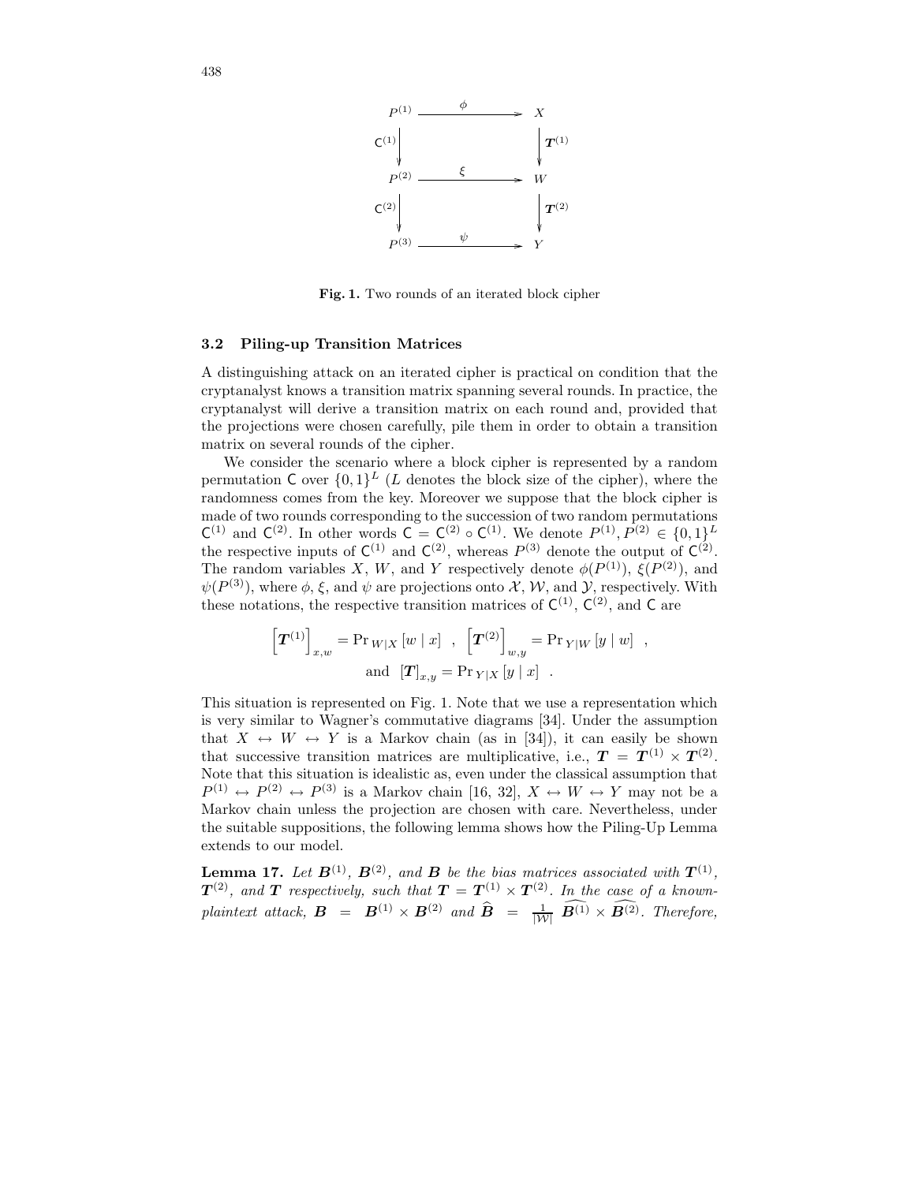$$
\begin{array}{ccc}
P^{(1)} & \xrightarrow{\quad \phi \quad} & X \\
\Big\downarrow \mathsf{C}^{(1)} & & \Big\downarrow \boldsymbol{T}^{(1)} \\
P^{(2)} & \xrightarrow{\quad \xi \quad} & W \\
\Big\downarrow \mathsf{C}^{(2)} & & \Big\downarrow \boldsymbol{T}^{(2)} \\
P^{(3)} & \xrightarrow{\quad \psi \quad} & Y
\end{array}
$$

**Fig. 1.** Two rounds of an iterated block cipher

### 3.2 Piling-up Transition Matrices

A distinguishing attack on an iterated cipher is practical on condition that the cryptanalyst knows a transition matrix spanning several rounds. In practice, the cryptanalyst will derive a transition matrix on each round and, provided that the projections were chosen carefully, pile them in order to obtain a transition matrix on several rounds of the cipher.

We consider the scenario where a block cipher is represented by a random permutation $\mathsf{C}$ over $\{0,1\}^L$ ($L$ denotes the block size of the cipher), where the randomness comes from the key. Moreover we suppose that the block cipher is made of two rounds corresponding to the succession of two random permutations $\mathsf{C}^{(1)}$ and $\mathsf{C}^{(2)}$. In other words $\mathsf{C} = \mathsf{C}^{(2)} \circ \mathsf{C}^{(1)}$. We denote $P^{(1)}, P^{(2)} \in \{0,1\}^L$ the respective inputs of $\mathsf{C}^{(1)}$ and $\mathsf{C}^{(2)}$, whereas $P^{(3)}$ denote the output of $\mathsf{C}^{(2)}$. The random variables $X$, $W$, and $Y$ respectively denote $\phi(P^{(1)})$, $\xi(P^{(2)})$, and $\psi(P^{(3)})$, where $\phi$, $\xi$, and $\psi$ are projections onto $\mathcal{X}$, $\mathcal{W}$, and $\mathcal{Y}$, respectively. With these notations, the respective transition matrices of $\mathsf{C}^{(1)}$, $\mathsf{C}^{(2)}$, and $\mathsf{C}$ are

$$
\left[\boldsymbol{T}^{(1)}\right]_{x,w} = \Pr{}_{W|X}\left[w \mid x\right] \;\; , \;\; \left[\boldsymbol{T}^{(2)}\right]_{w,y} = \Pr{}_{Y|W}\left[y \mid w\right] \;\; ,
$$
$$
\text{and} \;\; \left[\boldsymbol{T}\right]_{x,y} = \Pr{}_{Y|X}\left[y \mid x\right] \;\; .
$$

This situation is represented on Fig. 1. Note that we use a representation which is very similar to Wagner's commutative diagrams [34]. Under the assumption that $X \leftrightarrow W \leftrightarrow Y$ is a Markov chain (as in [34]), it can easily be shown that successive transition matrices are multiplicative, i.e., $\boldsymbol{T} = \boldsymbol{T}^{(1)} \times \boldsymbol{T}^{(2)}$. Note that this situation is idealistic as, even under the classical assumption that $P^{(1)} \leftrightarrow P^{(2)} \leftrightarrow P^{(3)}$ is a Markov chain [16, 32], $X \leftrightarrow W \leftrightarrow Y$ may not be a Markov chain unless the projection are chosen with care. Nevertheless, under the suitable suppositions, the following lemma shows how the Piling-Up Lemma extends to our model.

**Lemma 17.** *Let $\boldsymbol{B}^{(1)}$, $\boldsymbol{B}^{(2)}$, and $\boldsymbol{B}$ be the bias matrices associated with $\boldsymbol{T}^{(1)}$, $\boldsymbol{T}^{(2)}$, and $\boldsymbol{T}$ respectively, such that $\boldsymbol{T} = \boldsymbol{T}^{(1)} \times \boldsymbol{T}^{(2)}$. In the case of a known-plaintext attack, $\boldsymbol{B} = \boldsymbol{B}^{(1)} \times \boldsymbol{B}^{(2)}$ and $\widehat{\boldsymbol{B}} = \frac{1}{|\mathcal{W}|}\, \widehat{\boldsymbol{B}^{(1)}} \times \widehat{\boldsymbol{B}^{(2)}}$. Therefore,*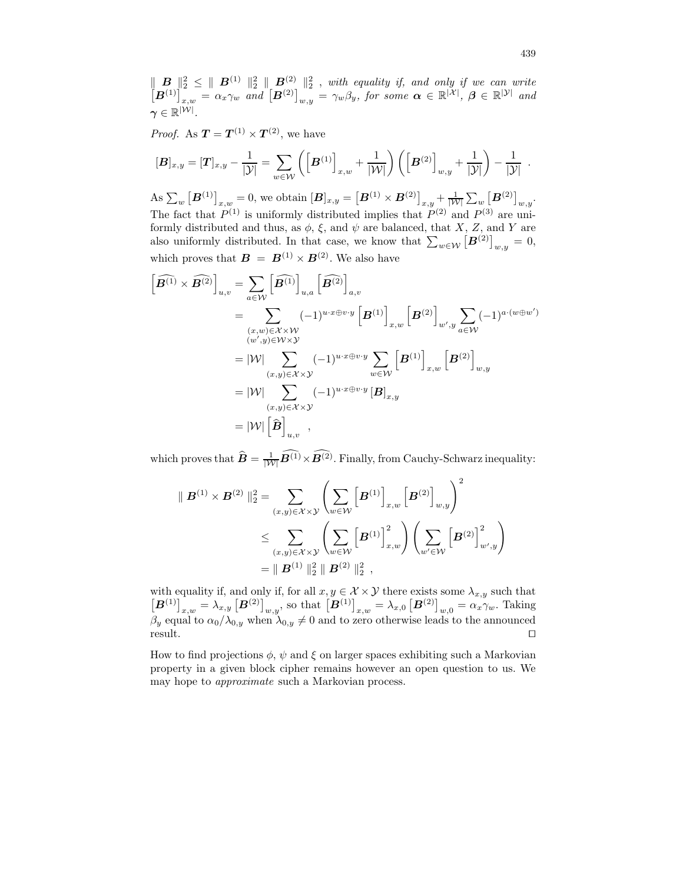$\| \boldsymbol{B} \|_2^2 \leq \| \boldsymbol{B}^{(1)} \|_2^2 \| \boldsymbol{B}^{(2)} \|_2^2$ , *with equality if, and only if we can write* $\left[\boldsymbol{B}^{(1)}\right]_{x,w} = \alpha_x \gamma_w$ *and* $\left[\boldsymbol{B}^{(2)}\right]_{w,y} = \gamma_w \beta_y$*, for some* $\boldsymbol{\alpha} \in \mathbb{R}^{|\mathcal{X}|}$*,* $\boldsymbol{\beta} \in \mathbb{R}^{|\mathcal{Y}|}$ *and* $\boldsymbol{\gamma} \in \mathbb{R}^{|\mathcal{W}|}$.

*Proof.* As $\boldsymbol{T} = \boldsymbol{T}^{(1)} \times \boldsymbol{T}^{(2)}$, we have

$$[\boldsymbol{B}]_{x,y} = [\boldsymbol{T}]_{x,y} - \frac{1}{|\mathcal{Y}|} = \sum_{w \in \mathcal{W}} \left( \left[\boldsymbol{B}^{(1)}\right]_{x,w} + \frac{1}{|\mathcal{W}|} \right) \left( \left[\boldsymbol{B}^{(2)}\right]_{w,y} + \frac{1}{|\mathcal{Y}|} \right) - \frac{1}{|\mathcal{Y}|} .$$

As $\sum_w \left[\boldsymbol{B}^{(1)}\right]_{x,w} = 0$, we obtain $[\boldsymbol{B}]_{x,y} = \left[\boldsymbol{B}^{(1)} \times \boldsymbol{B}^{(2)}\right]_{x,y} + \frac{1}{|\mathcal{W}|} \sum_w \left[\boldsymbol{B}^{(2)}\right]_{w,y}$. The fact that $P^{(1)}$ is uniformly distributed implies that $P^{(2)}$ and $P^{(3)}$ are uniformly distributed and thus, as $\phi$, $\xi$, and $\psi$ are balanced, that $X$, $Z$, and $Y$ are also uniformly distributed. In that case, we know that $\sum_{w \in \mathcal{W}} \left[\boldsymbol{B}^{(2)}\right]_{w,y} = 0$, which proves that $\boldsymbol{B} = \boldsymbol{B}^{(1)} \times \boldsymbol{B}^{(2)}$. We also have

$$\begin{aligned}
\left[\widehat{\boldsymbol{B}^{(1)}} \times \widehat{\boldsymbol{B}^{(2)}}\right]_{u,v} &= \sum_{a \in \mathcal{W}} \left[\widehat{\boldsymbol{B}^{(1)}}\right]_{u,a} \left[\widehat{\boldsymbol{B}^{(2)}}\right]_{a,v} \\
&= \sum_{\substack{(x,w) \in \mathcal{X} \times \mathcal{W} \\ (w',y) \in \mathcal{W} \times \mathcal{Y}}} (-1)^{u \cdot x \oplus v \cdot y} \left[\boldsymbol{B}^{(1)}\right]_{x,w} \left[\boldsymbol{B}^{(2)}\right]_{w',y} \sum_{a \in \mathcal{W}} (-1)^{a \cdot (w \oplus w')} \\
&= |\mathcal{W}| \sum_{(x,y) \in \mathcal{X} \times \mathcal{Y}} (-1)^{u \cdot x \oplus v \cdot y} \sum_{w \in \mathcal{W}} \left[\boldsymbol{B}^{(1)}\right]_{x,w} \left[\boldsymbol{B}^{(2)}\right]_{w,y} \\
&= |\mathcal{W}| \sum_{(x,y) \in \mathcal{X} \times \mathcal{Y}} (-1)^{u \cdot x \oplus v \cdot y} [\boldsymbol{B}]_{x,y} \\
&= |\mathcal{W}| \left[\widehat{\boldsymbol{B}}\right]_{u,v} ,
\end{aligned}$$

which proves that $\widehat{\boldsymbol{B}} = \frac{1}{|\mathcal{W}|} \widehat{\boldsymbol{B}^{(1)}} \times \widehat{\boldsymbol{B}^{(2)}}$. Finally, from Cauchy-Schwarz inequality:

$$\begin{aligned}
\| \boldsymbol{B}^{(1)} \times \boldsymbol{B}^{(2)} \|_2^2 &= \sum_{(x,y) \in \mathcal{X} \times \mathcal{Y}} \left( \sum_{w \in \mathcal{W}} \left[\boldsymbol{B}^{(1)}\right]_{x,w} \left[\boldsymbol{B}^{(2)}\right]_{w,y} \right)^2 \\
&\leq \sum_{(x,y) \in \mathcal{X} \times \mathcal{Y}} \left( \sum_{w \in \mathcal{W}} \left[\boldsymbol{B}^{(1)}\right]_{x,w}^2 \right) \left( \sum_{w' \in \mathcal{W}} \left[\boldsymbol{B}^{(2)}\right]_{w',y}^2 \right) \\
&= \| \boldsymbol{B}^{(1)} \|_2^2 \| \boldsymbol{B}^{(2)} \|_2^2 ,
\end{aligned}$$

with equality if, and only if, for all $x, y \in \mathcal{X} \times \mathcal{Y}$ there exists some $\lambda_{x,y}$ such that $\left[\boldsymbol{B}^{(1)}\right]_{x,w} = \lambda_{x,y} \left[\boldsymbol{B}^{(2)}\right]_{w,y}$, so that $\left[\boldsymbol{B}^{(1)}\right]_{x,w} = \lambda_{x,0} \left[\boldsymbol{B}^{(2)}\right]_{w,0} = \alpha_x \gamma_w$. Taking $\beta_y$ equal to $\alpha_0 / \lambda_{0,y}$ when $\lambda_{0,y} \neq 0$ and to zero otherwise leads to the announced result. $\square$

How to find projections $\phi$, $\psi$ and $\xi$ on larger spaces exhibiting such a Markovian property in a given block cipher remains however an open question to us. We may hope to *approximate* such a Markovian process.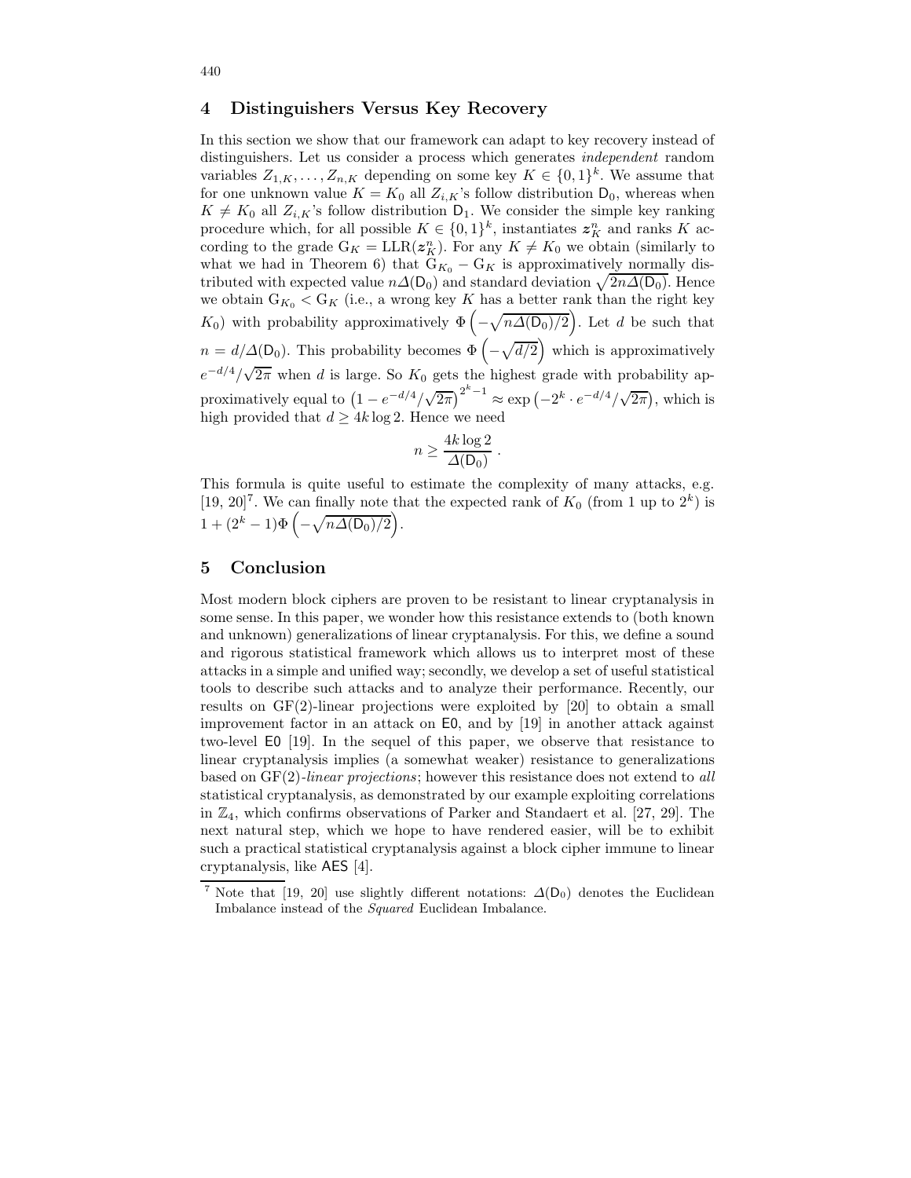## 4 Distinguishers Versus Key Recovery

In this section we show that our framework can adapt to key recovery instead of distinguishers. Let us consider a process which generates *independent* random variables $Z_{1,K}, \ldots, Z_{n,K}$ depending on some key $K \in \{0,1\}^k$. We assume that for one unknown value $K = K_0$ all $Z_{i,K}$'s follow distribution $\mathsf{D}_0$, whereas when $K \neq K_0$ all $Z_{i,K}$'s follow distribution $\mathsf{D}_1$. We consider the simple key ranking procedure which, for all possible $K \in \{0,1\}^k$, instantiates $\boldsymbol{z}_K^n$ and ranks $K$ according to the grade $\mathrm{G}_K = \mathrm{LLR}(\boldsymbol{z}_K^n)$. For any $K \neq K_0$ we obtain (similarly to what we had in Theorem 6) that $\mathrm{G}_{K_0} - \mathrm{G}_K$ is approximatively normally distributed with expected value $n\Delta(\mathsf{D}_0)$ and standard deviation $\sqrt{2n\Delta(\mathsf{D}_0)}$. Hence we obtain $\mathrm{G}_{K_0} < \mathrm{G}_K$ (i.e., a wrong key $K$ has a better rank than the right key $K_0$) with probability approximatively $\Phi\left(-\sqrt{n\Delta(\mathsf{D}_0)/2}\right)$. Let $d$ be such that $n = d/\Delta(\mathsf{D}_0)$. This probability becomes $\Phi\left(-\sqrt{d/2}\right)$ which is approximatively $e^{-d/4}/\sqrt{2\pi}$ when $d$ is large. So $K_0$ gets the highest grade with probability approximatively equal to $\left(1 - e^{-d/4}/\sqrt{2\pi}\right)^{2^k - 1} \approx \exp\left(-2^k \cdot e^{-d/4}/\sqrt{2\pi}\right)$, which is high provided that $d \geq 4k \log 2$. Hence we need

$$n \geq \frac{4k \log 2}{\Delta(\mathsf{D}_0)} \ .$$

This formula is quite useful to estimate the complexity of many attacks, e.g. [19, 20][7]. We can finally note that the expected rank of $K_0$ (from 1 up to $2^k$) is $1 + (2^k - 1)\Phi\left(-\sqrt{n\Delta(\mathsf{D}_0)/2}\right)$.

## 5 Conclusion

Most modern block ciphers are proven to be resistant to linear cryptanalysis in some sense. In this paper, we wonder how this resistance extends to (both known and unknown) generalizations of linear cryptanalysis. For this, we define a sound and rigorous statistical framework which allows us to interpret most of these attacks in a simple and unified way; secondly, we develop a set of useful statistical tools to describe such attacks and to analyze their performance. Recently, our results on GF(2)-linear projections were exploited by [20] to obtain a small improvement factor in an attack on E0, and by [19] in another attack against two-level E0 [19]. In the sequel of this paper, we observe that resistance to linear cryptanalysis implies (a somewhat weaker) resistance to generalizations based on GF(2)-*linear projections*; however this resistance does not extend to *all* statistical cryptanalysis, as demonstrated by our example exploiting correlations in $\mathbb{Z}_4$, which confirms observations of Parker and Standaert et al. [27, 29]. The next natural step, which we hope to have rendered easier, will be to exhibit such a practical statistical cryptanalysis against a block cipher immune to linear cryptanalysis, like AES [4].

[7] Note that [19, 20] use slightly different notations: $\Delta(\mathsf{D}_0)$ denotes the Euclidean Imbalance instead of the *Squared* Euclidean Imbalance.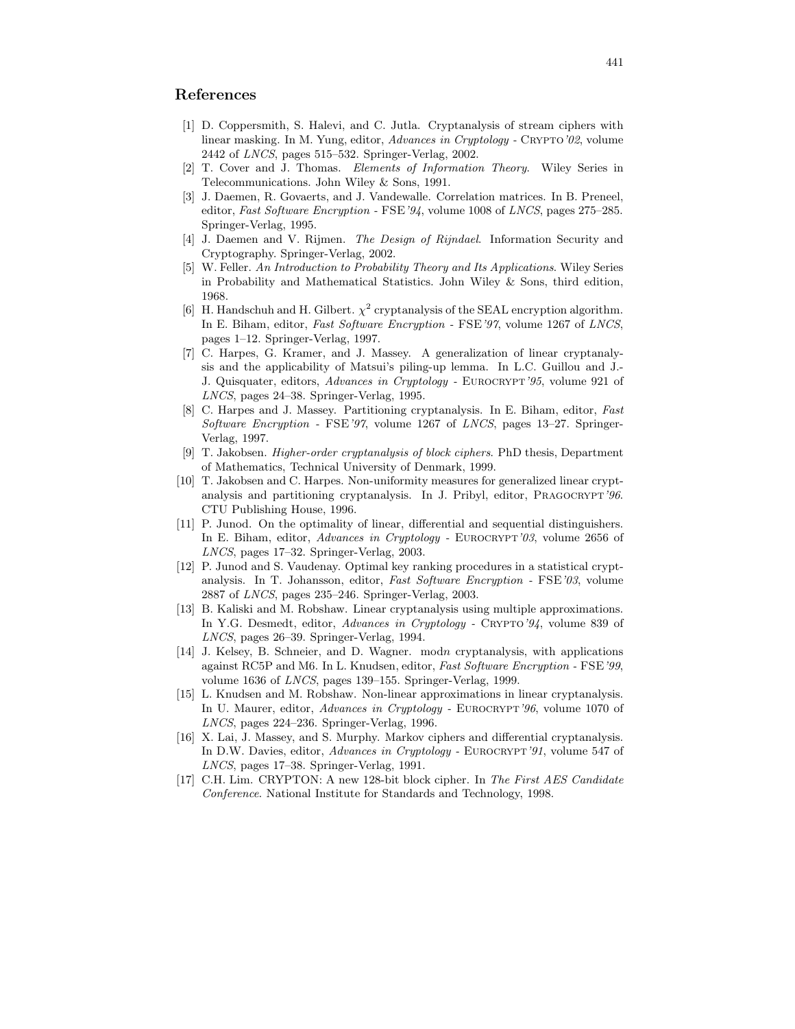## References

[1] D. Coppersmith, S. Halevi, and C. Jutla. Cryptanalysis of stream ciphers with linear masking. In M. Yung, editor, *Advances in Cryptology* - CRYPTO'02, volume 2442 of *LNCS*, pages 515–532. Springer-Verlag, 2002.

[2] T. Cover and J. Thomas. *Elements of Information Theory*. Wiley Series in Telecommunications. John Wiley & Sons, 1991.

[3] J. Daemen, R. Govaerts, and J. Vandewalle. Correlation matrices. In B. Preneel, editor, *Fast Software Encryption* - FSE'94, volume 1008 of *LNCS*, pages 275–285. Springer-Verlag, 1995.

[4] J. Daemen and V. Rijmen. *The Design of Rijndael*. Information Security and Cryptography. Springer-Verlag, 2002.

[5] W. Feller. *An Introduction to Probability Theory and Its Applications*. Wiley Series in Probability and Mathematical Statistics. John Wiley & Sons, third edition, 1968.

[6] H. Handschuh and H. Gilbert. $\chi^2$ cryptanalysis of the SEAL encryption algorithm. In E. Biham, editor, *Fast Software Encryption* - FSE'97, volume 1267 of *LNCS*, pages 1–12. Springer-Verlag, 1997.

[7] C. Harpes, G. Kramer, and J. Massey. A generalization of linear cryptanalysis and the applicability of Matsui's piling-up lemma. In L.C. Guillou and J.-J. Quisquater, editors, *Advances in Cryptology* - EUROCRYPT'95, volume 921 of *LNCS*, pages 24–38. Springer-Verlag, 1995.

[8] C. Harpes and J. Massey. Partitioning cryptanalysis. In E. Biham, editor, *Fast Software Encryption* - FSE'97, volume 1267 of *LNCS*, pages 13–27. Springer-Verlag, 1997.

[9] T. Jakobsen. *Higher-order cryptanalysis of block ciphers*. PhD thesis, Department of Mathematics, Technical University of Denmark, 1999.

[10] T. Jakobsen and C. Harpes. Non-uniformity measures for generalized linear cryptanalysis and partitioning cryptanalysis. In J. Pribyl, editor, PRAGOCRYPT'96. CTU Publishing House, 1996.

[11] P. Junod. On the optimality of linear, differential and sequential distinguishers. In E. Biham, editor, *Advances in Cryptology* - EUROCRYPT'03, volume 2656 of *LNCS*, pages 17–32. Springer-Verlag, 2003.

[12] P. Junod and S. Vaudenay. Optimal key ranking procedures in a statistical cryptanalysis. In T. Johansson, editor, *Fast Software Encryption* - FSE'03, volume 2887 of *LNCS*, pages 235–246. Springer-Verlag, 2003.

[13] B. Kaliski and M. Robshaw. Linear cryptanalysis using multiple approximations. In Y.G. Desmedt, editor, *Advances in Cryptology* - CRYPTO'94, volume 839 of *LNCS*, pages 26–39. Springer-Verlag, 1994.

[14] J. Kelsey, B. Schneier, and D. Wagner. mod$n$ cryptanalysis, with applications against RC5P and M6. In L. Knudsen, editor, *Fast Software Encryption* - FSE'99, volume 1636 of *LNCS*, pages 139–155. Springer-Verlag, 1999.

[15] L. Knudsen and M. Robshaw. Non-linear approximations in linear cryptanalysis. In U. Maurer, editor, *Advances in Cryptology* - EUROCRYPT'96, volume 1070 of *LNCS*, pages 224–236. Springer-Verlag, 1996.

[16] X. Lai, J. Massey, and S. Murphy. Markov ciphers and differential cryptanalysis. In D.W. Davies, editor, *Advances in Cryptology* - EUROCRYPT'91, volume 547 of *LNCS*, pages 17–38. Springer-Verlag, 1991.

[17] C.H. Lim. CRYPTON: A new 128-bit block cipher. In *The First AES Candidate Conference*. National Institute for Standards and Technology, 1998.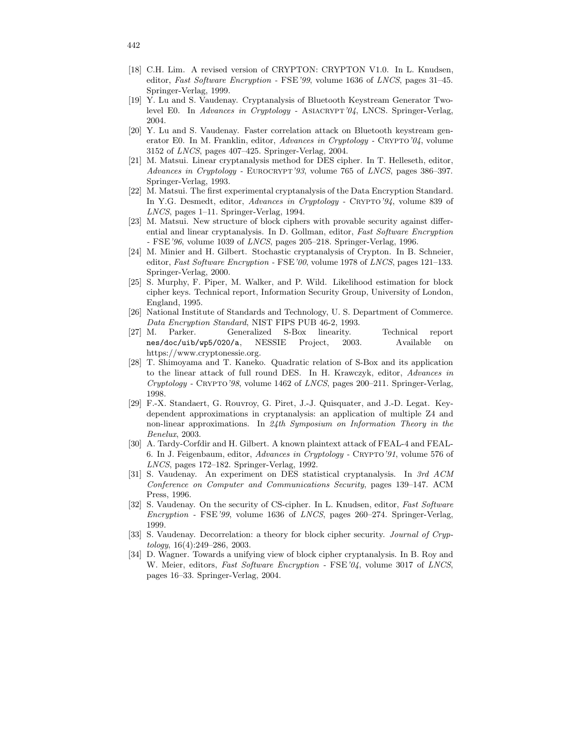[18] C.H. Lim. A revised version of CRYPTON: CRYPTON V1.0. In L. Knudsen, editor, *Fast Software Encryption - FSE'99*, volume 1636 of *LNCS*, pages 31–45. Springer-Verlag, 1999.

[19] Y. Lu and S. Vaudenay. Cryptanalysis of Bluetooth Keystream Generator Two-level E0. In *Advances in Cryptology - Asiacrypt'04*, LNCS. Springer-Verlag, 2004.

[20] Y. Lu and S. Vaudenay. Faster correlation attack on Bluetooth keystream generator E0. In M. Franklin, editor, *Advances in Cryptology - Crypto'04*, volume 3152 of *LNCS*, pages 407–425. Springer-Verlag, 2004.

[21] M. Matsui. Linear cryptanalysis method for DES cipher. In T. Helleseth, editor, *Advances in Cryptology - Eurocrypt'93*, volume 765 of *LNCS*, pages 386–397. Springer-Verlag, 1993.

[22] M. Matsui. The first experimental cryptanalysis of the Data Encryption Standard. In Y.G. Desmedt, editor, *Advances in Cryptology - Crypto'94*, volume 839 of *LNCS*, pages 1–11. Springer-Verlag, 1994.

[23] M. Matsui. New structure of block ciphers with provable security against differential and linear cryptanalysis. In D. Gollman, editor, *Fast Software Encryption - FSE'96*, volume 1039 of *LNCS*, pages 205–218. Springer-Verlag, 1996.

[24] M. Minier and H. Gilbert. Stochastic cryptanalysis of Crypton. In B. Schneier, editor, *Fast Software Encryption - FSE'00*, volume 1978 of *LNCS*, pages 121–133. Springer-Verlag, 2000.

[25] S. Murphy, F. Piper, M. Walker, and P. Wild. Likelihood estimation for block cipher keys. Technical report, Information Security Group, University of London, England, 1995.

[26] National Institute of Standards and Technology, U. S. Department of Commerce. *Data Encryption Standard*, NIST FIPS PUB 46-2, 1993.

[27] M. Parker. Generalized S-Box linearity. Technical report `nes/doc/uib/wp5/020/a`, NESSIE Project, 2003. Available on https://www.cryptonessie.org.

[28] T. Shimoyama and T. Kaneko. Quadratic relation of S-Box and its application to the linear attack of full round DES. In H. Krawczyk, editor, *Advances in Cryptology - Crypto'98*, volume 1462 of *LNCS*, pages 200–211. Springer-Verlag, 1998.

[29] F.-X. Standaert, G. Rouvroy, G. Piret, J.-J. Quisquater, and J.-D. Legat. Key-dependent approximations in cryptanalysis: an application of multiple Z4 and non-linear approximations. In *24th Symposium on Information Theory in the Benelux*, 2003.

[30] A. Tardy-Corfdir and H. Gilbert. A known plaintext attack of FEAL-4 and FEAL-6. In J. Feigenbaum, editor, *Advances in Cryptology - Crypto'91*, volume 576 of *LNCS*, pages 172–182. Springer-Verlag, 1992.

[31] S. Vaudenay. An experiment on DES statistical cryptanalysis. In *3rd ACM Conference on Computer and Communications Security*, pages 139–147. ACM Press, 1996.

[32] S. Vaudenay. On the security of CS-cipher. In L. Knudsen, editor, *Fast Software Encryption - FSE'99*, volume 1636 of *LNCS*, pages 260–274. Springer-Verlag, 1999.

[33] S. Vaudenay. Decorrelation: a theory for block cipher security. *Journal of Cryptology*, 16(4):249–286, 2003.

[34] D. Wagner. Towards a unifying view of block cipher cryptanalysis. In B. Roy and W. Meier, editors, *Fast Software Encryption - FSE'04*, volume 3017 of *LNCS*, pages 16–33. Springer-Verlag, 2004.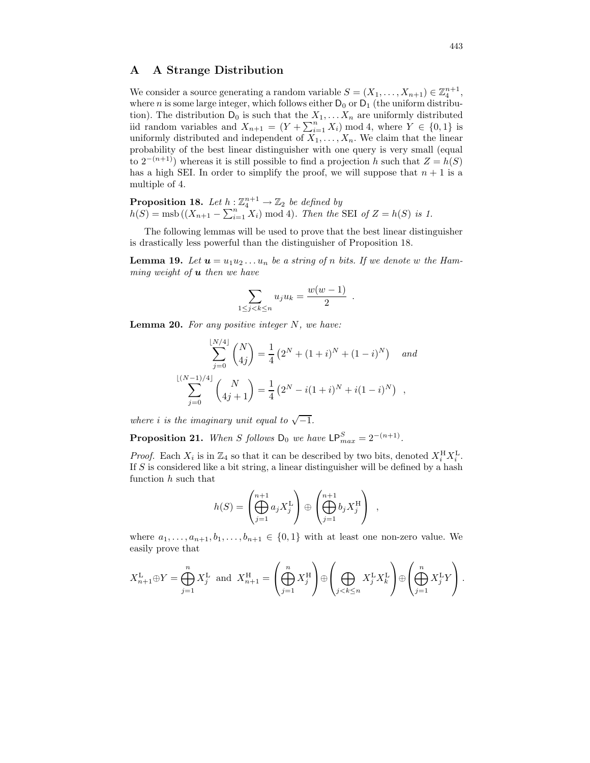## A A Strange Distribution

We consider a source generating a random variable $S = (X_1, \dots, X_{n+1}) \in \mathbb{Z}_4^{n+1}$, where $n$ is some large integer, which follows either $\mathsf{D}_0$ or $\mathsf{D}_1$ (the uniform distribution). The distribution $\mathsf{D}_0$ is such that the $X_1, \dots X_n$ are uniformly distributed iid random variables and $X_{n+1} = (Y + \sum_{i=1}^{n} X_i) \bmod 4$, where $Y \in \{0, 1\}$ is uniformly distributed and independent of $X_1, \dots, X_n$. We claim that the linear probability of the best linear distinguisher with one query is very small (equal to $2^{-(n+1)}$) whereas it is still possible to find a projection $h$ such that $Z = h(S)$ has a high SEI. In order to simplify the proof, we will suppose that $n + 1$ is a multiple of 4.

**Proposition 18.** *Let* $h : \mathbb{Z}_4^{n+1} \to \mathbb{Z}_2$ *be defined by* $h(S) = \mathrm{msb}\left((X_{n+1} - \sum_{i=1}^{n} X_i) \bmod 4\right)$*. Then the* SEI *of* $Z = h(S)$ *is 1.*

The following lemmas will be used to prove that the best linear distinguisher is drastically less powerful than the distinguisher of Proposition 18.

**Lemma 19.** *Let* $\boldsymbol{u} = u_1 u_2 \dots u_n$ *be a string of* $n$ *bits. If we denote* $w$ *the Hamming weight of* $\boldsymbol{u}$ *then we have*

$$\sum_{1 \le j < k \le n} u_j u_k = \frac{w(w-1)}{2} \enspace .$$

**Lemma 20.** *For any positive integer* $N$*, we have:*

$$\sum_{j=0}^{\lfloor N/4 \rfloor} \binom{N}{4j} = \frac{1}{4}\left(2^N + (1+i)^N + (1-i)^N\right) \quad \textit{and}$$

$$\sum_{j=0}^{\lfloor (N-1)/4 \rfloor} \binom{N}{4j+1} = \frac{1}{4}\left(2^N - i(1+i)^N + i(1-i)^N\right) \enspace ,$$

*where* $i$ *is the imaginary unit equal to* $\sqrt{-1}$.

**Proposition 21.** *When* $S$ *follows* $\mathsf{D}_0$ *we have* $\mathsf{LP}_{max}^{S} = 2^{-(n+1)}$.

*Proof.* Each $X_i$ is in $\mathbb{Z}_4$ so that it can be described by two bits, denoted $X_i^{\mathrm{H}} X_i^{\mathrm{L}}$. If $S$ is considered like a bit string, a linear distinguisher will be defined by a hash function $h$ such that

$$h(S) = \left(\bigoplus_{j=1}^{n+1} a_j X_j^{\mathrm{L}}\right) \oplus \left(\bigoplus_{j=1}^{n+1} b_j X_j^{\mathrm{H}}\right) \enspace ,$$

where $a_1, \dots, a_{n+1}, b_1, \dots, b_{n+1} \in \{0, 1\}$ with at least one non-zero value. We easily prove that

$$X_{n+1}^{\mathrm{L}} \oplus Y = \bigoplus_{j=1}^{n} X_j^{\mathrm{L}} \;\text{ and }\; X_{n+1}^{\mathrm{H}} = \left(\bigoplus_{j=1}^{n} X_j^{\mathrm{H}}\right) \oplus \left(\bigoplus_{j<k\le n} X_j^{\mathrm{L}} X_k^{\mathrm{L}}\right) \oplus \left(\bigoplus_{j=1}^{n} X_j^{\mathrm{L}} Y\right) .$$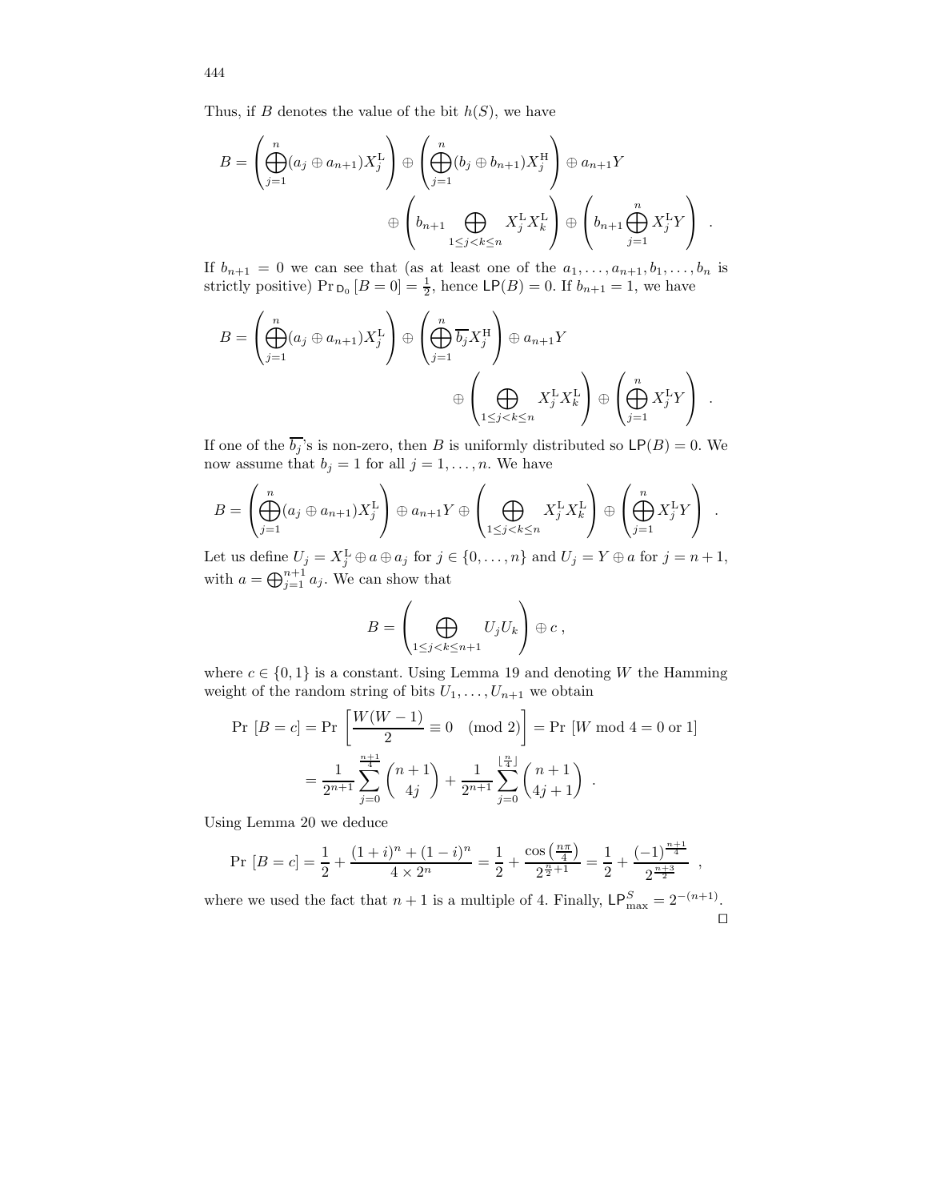Thus, if $B$ denotes the value of the bit $h(S)$, we have

$$B = \left(\bigoplus_{j=1}^{n}(a_j \oplus a_{n+1})X_j^{\mathrm{L}}\right) \oplus \left(\bigoplus_{j=1}^{n}(b_j \oplus b_{n+1})X_j^{\mathrm{H}}\right) \oplus a_{n+1}Y \oplus \left(b_{n+1}\bigoplus_{1\le j<k\le n} X_j^{\mathrm{L}}X_k^{\mathrm{L}}\right) \oplus \left(b_{n+1}\bigoplus_{j=1}^{n} X_j^{\mathrm{L}}Y\right) .$$

If $b_{n+1} = 0$ we can see that (as at least one of the $a_1, \ldots, a_{n+1}, b_1, \ldots, b_n$ is strictly positive) $\Pr_{\mathsf{D}_0}[B = 0] = \frac{1}{2}$, hence $\mathsf{LP}(B) = 0$. If $b_{n+1} = 1$, we have

$$B = \left(\bigoplus_{j=1}^{n}(a_j \oplus a_{n+1})X_j^{\mathrm{L}}\right) \oplus \left(\bigoplus_{j=1}^{n}\overline{b_j}X_j^{\mathrm{H}}\right) \oplus a_{n+1}Y \oplus \left(\bigoplus_{1\le j<k\le n} X_j^{\mathrm{L}}X_k^{\mathrm{L}}\right) \oplus \left(\bigoplus_{j=1}^{n} X_j^{\mathrm{L}}Y\right) .$$

If one of the $\overline{b_j}$'s is non-zero, then $B$ is uniformly distributed so $\mathsf{LP}(B) = 0$. We now assume that $b_j = 1$ for all $j = 1, \ldots, n$. We have

$$B = \left(\bigoplus_{j=1}^{n}(a_j \oplus a_{n+1})X_j^{\mathrm{L}}\right) \oplus a_{n+1}Y \oplus \left(\bigoplus_{1\le j<k\le n} X_j^{\mathrm{L}}X_k^{\mathrm{L}}\right) \oplus \left(\bigoplus_{j=1}^{n} X_j^{\mathrm{L}}Y\right) .$$

Let us define $U_j = X_j^{\mathrm{L}} \oplus a \oplus a_j$ for $j \in \{0, \ldots, n\}$ and $U_j = Y \oplus a$ for $j = n+1$, with $a = \bigoplus_{j=1}^{n+1} a_j$. We can show that

$$B = \left(\bigoplus_{1\le j<k\le n+1} U_jU_k\right) \oplus c ,$$

where $c \in \{0, 1\}$ is a constant. Using Lemma 19 and denoting $W$ the Hamming weight of the random string of bits $U_1, \ldots, U_{n+1}$ we obtain

$$\Pr[B = c] = \Pr\left[\frac{W(W-1)}{2} \equiv 0 \pmod 2\right] = \Pr[W \bmod 4 = 0 \text{ or } 1]$$
$$= \frac{1}{2^{n+1}}\sum_{j=0}^{\frac{n+1}{4}}\binom{n+1}{4j} + \frac{1}{2^{n+1}}\sum_{j=0}^{\lfloor\frac{n}{4}\rfloor}\binom{n+1}{4j+1} .$$

Using Lemma 20 we deduce

$$\Pr[B = c] = \frac{1}{2} + \frac{(1+i)^n + (1-i)^n}{4 \times 2^n} = \frac{1}{2} + \frac{\cos\left(\frac{n\pi}{4}\right)}{2^{\frac{n}{2}+1}} = \frac{1}{2} + \frac{(-1)^{\frac{n+1}{4}}}{2^{\frac{n+3}{2}}} ,$$

where we used the fact that $n+1$ is a multiple of 4. Finally, $\mathsf{LP}^S_{\max} = 2^{-(n+1)}$. □